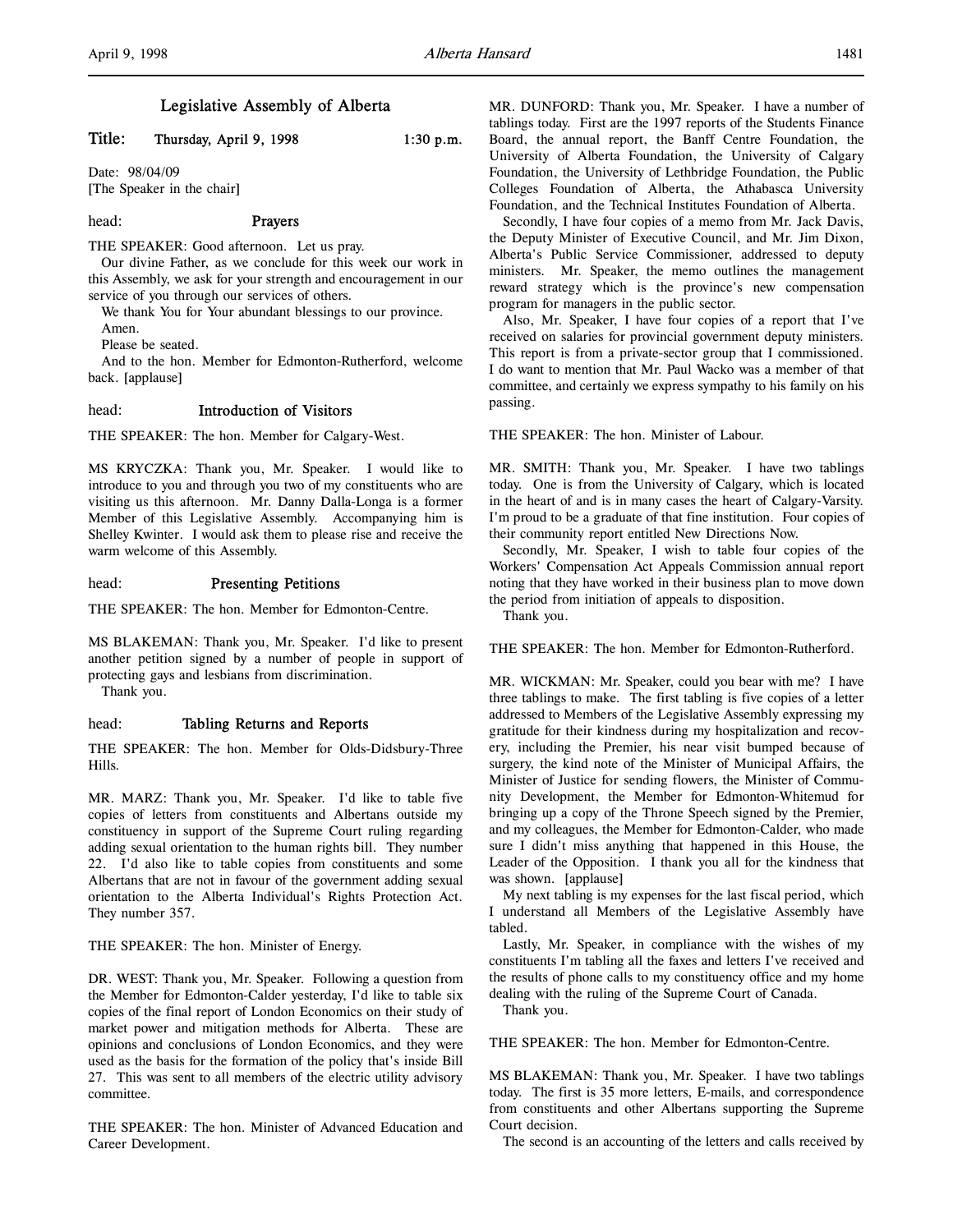# Legislative Assembly of Alberta

**Title: Thursday, April 9, 1998 1:30 p.m.**

Date: 98/04/09
[The Speaker in the chair]

## head: Prayers

THE SPEAKER: Good afternoon. Let us pray.

Our divine Father, as we conclude for this week our work in this Assembly, we ask for your strength and encouragement in our service of you through our services of others.

We thank You for Your abundant blessings to our province.

Amen.

Please be seated.

And to the hon. Member for Edmonton-Rutherford, welcome back. [applause]

## head: Introduction of Visitors

THE SPEAKER: The hon. Member for Calgary-West.

MS KRYCZKA: Thank you, Mr. Speaker. I would like to introduce to you and through you two of my constituents who are visiting us this afternoon. Mr. Danny Dalla-Longa is a former Member of this Legislative Assembly. Accompanying him is Shelley Kwinter. I would ask them to please rise and receive the warm welcome of this Assembly.

## head: Presenting Petitions

THE SPEAKER: The hon. Member for Edmonton-Centre.

MS BLAKEMAN: Thank you, Mr. Speaker. I'd like to present another petition signed by a number of people in support of protecting gays and lesbians from discrimination.

Thank you.

## head: Tabling Returns and Reports

THE SPEAKER: The hon. Member for Olds-Didsbury-Three Hills.

MR. MARZ: Thank you, Mr. Speaker. I'd like to table five copies of letters from constituents and Albertans outside my constituency in support of the Supreme Court ruling regarding adding sexual orientation to the human rights bill. They number 22. I'd also like to table copies from constituents and some Albertans that are not in favour of the government adding sexual orientation to the Alberta Individual's Rights Protection Act. They number 357.

THE SPEAKER: The hon. Minister of Energy.

DR. WEST: Thank you, Mr. Speaker. Following a question from the Member for Edmonton-Calder yesterday, I'd like to table six copies of the final report of London Economics on their study of market power and mitigation methods for Alberta. These are opinions and conclusions of London Economics, and they were used as the basis for the formation of the policy that's inside Bill 27. This was sent to all members of the electric utility advisory committee.

THE SPEAKER: The hon. Minister of Advanced Education and Career Development.

MR. DUNFORD: Thank you, Mr. Speaker. I have a number of tablings today. First are the 1997 reports of the Students Finance Board, the annual report, the Banff Centre Foundation, the University of Alberta Foundation, the University of Calgary Foundation, the University of Lethbridge Foundation, the Public Colleges Foundation of Alberta, the Athabasca University Foundation, and the Technical Institutes Foundation of Alberta.

Secondly, I have four copies of a memo from Mr. Jack Davis, the Deputy Minister of Executive Council, and Mr. Jim Dixon, Alberta's Public Service Commissioner, addressed to deputy ministers. Mr. Speaker, the memo outlines the management reward strategy which is the province's new compensation program for managers in the public sector.

Also, Mr. Speaker, I have four copies of a report that I've received on salaries for provincial government deputy ministers. This report is from a private-sector group that I commissioned. I do want to mention that Mr. Paul Wacko was a member of that committee, and certainly we express sympathy to his family on his passing.

THE SPEAKER: The hon. Minister of Labour.

MR. SMITH: Thank you, Mr. Speaker. I have two tablings today. One is from the University of Calgary, which is located in the heart of and is in many cases the heart of Calgary-Varsity. I'm proud to be a graduate of that fine institution. Four copies of their community report entitled New Directions Now.

Secondly, Mr. Speaker, I wish to table four copies of the Workers' Compensation Act Appeals Commission annual report noting that they have worked in their business plan to move down the period from initiation of appeals to disposition.

Thank you.

THE SPEAKER: The hon. Member for Edmonton-Rutherford.

MR. WICKMAN: Mr. Speaker, could you bear with me? I have three tablings to make. The first tabling is five copies of a letter addressed to Members of the Legislative Assembly expressing my gratitude for their kindness during my hospitalization and recovery, including the Premier, his near visit bumped because of surgery, the kind note of the Minister of Municipal Affairs, the Minister of Justice for sending flowers, the Minister of Community Development, the Member for Edmonton-Whitemud for bringing up a copy of the Throne Speech signed by the Premier, and my colleagues, the Member for Edmonton-Calder, who made sure I didn't miss anything that happened in this House, the Leader of the Opposition. I thank you all for the kindness that was shown. [applause]

My next tabling is my expenses for the last fiscal period, which I understand all Members of the Legislative Assembly have tabled.

Lastly, Mr. Speaker, in compliance with the wishes of my constituents I'm tabling all the faxes and letters I've received and the results of phone calls to my constituency office and my home dealing with the ruling of the Supreme Court of Canada.

Thank you.

THE SPEAKER: The hon. Member for Edmonton-Centre.

MS BLAKEMAN: Thank you, Mr. Speaker. I have two tablings today. The first is 35 more letters, E-mails, and correspondence from constituents and other Albertans supporting the Supreme Court decision.

The second is an accounting of the letters and calls received by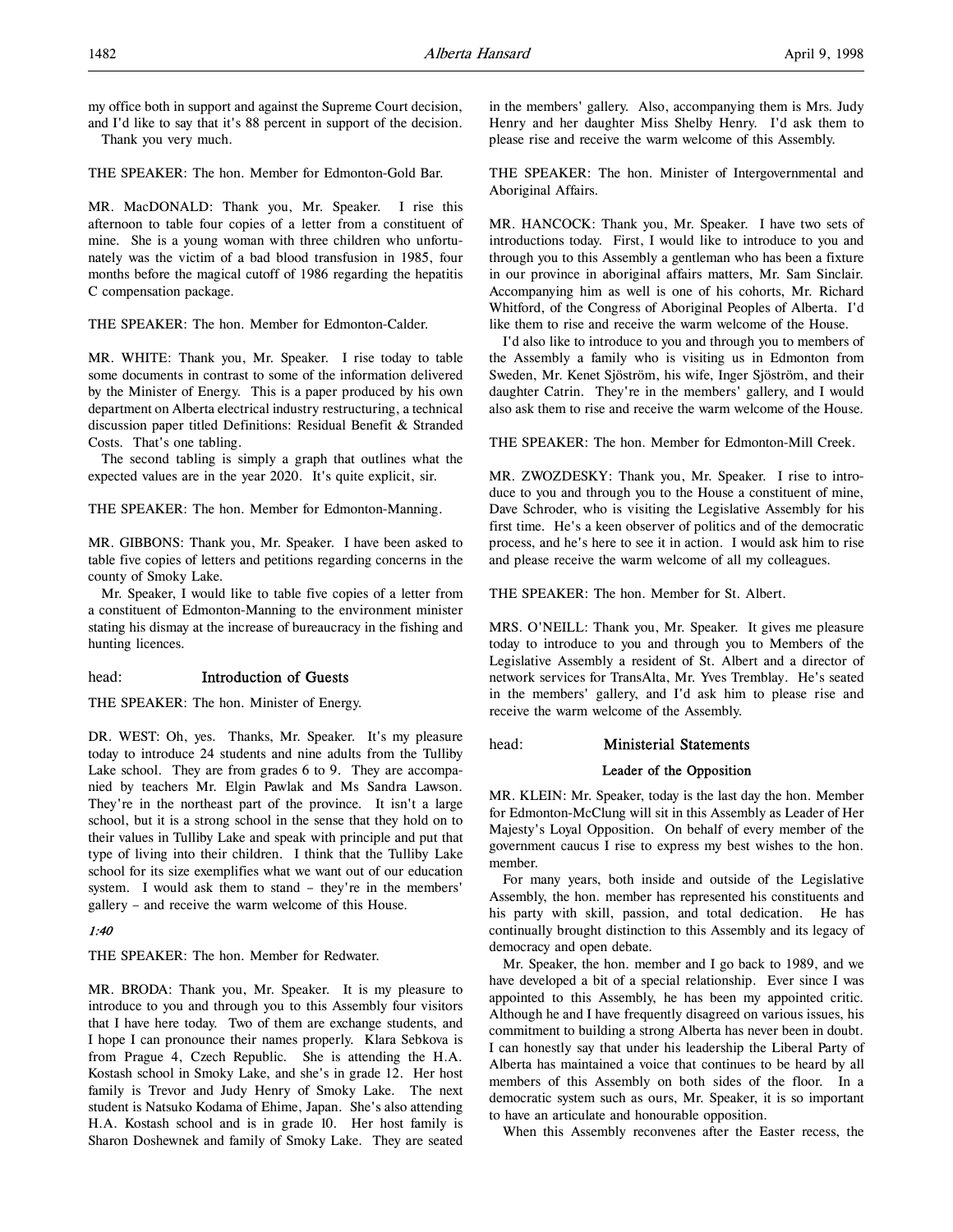my office both in support and against the Supreme Court decision, and I'd like to say that it's 88 percent in support of the decision.

Thank you very much.

THE SPEAKER: The hon. Member for Edmonton-Gold Bar.

MR. MacDONALD: Thank you, Mr. Speaker. I rise this afternoon to table four copies of a letter from a constituent of mine. She is a young woman with three children who unfortunately was the victim of a bad blood transfusion in 1985, four months before the magical cutoff of 1986 regarding the hepatitis C compensation package.

THE SPEAKER: The hon. Member for Edmonton-Calder.

MR. WHITE: Thank you, Mr. Speaker. I rise today to table some documents in contrast to some of the information delivered by the Minister of Energy. This is a paper produced by his own department on Alberta electrical industry restructuring, a technical discussion paper titled Definitions: Residual Benefit & Stranded Costs. That's one tabling.

The second tabling is simply a graph that outlines what the expected values are in the year 2020. It's quite explicit, sir.

THE SPEAKER: The hon. Member for Edmonton-Manning.

MR. GIBBONS: Thank you, Mr. Speaker. I have been asked to table five copies of letters and petitions regarding concerns in the county of Smoky Lake.

Mr. Speaker, I would like to table five copies of a letter from a constituent of Edmonton-Manning to the environment minister stating his dismay at the increase of bureaucracy in the fishing and hunting licences.

## head: Introduction of Guests

THE SPEAKER: The hon. Minister of Energy.

DR. WEST: Oh, yes. Thanks, Mr. Speaker. It's my pleasure today to introduce 24 students and nine adults from the Tulliby Lake school. They are from grades 6 to 9. They are accompanied by teachers Mr. Elgin Pawlak and Ms Sandra Lawson. They're in the northeast part of the province. It isn't a large school, but it is a strong school in the sense that they hold on to their values in Tulliby Lake and speak with principle and put that type of living into their children. I think that the Tulliby Lake school for its size exemplifies what we want out of our education system. I would ask them to stand – they're in the members' gallery – and receive the warm welcome of this House.

*1:40*

THE SPEAKER: The hon. Member for Redwater.

MR. BRODA: Thank you, Mr. Speaker. It is my pleasure to introduce to you and through you to this Assembly four visitors that I have here today. Two of them are exchange students, and I hope I can pronounce their names properly. Klara Sebkova is from Prague 4, Czech Republic. She is attending the H.A. Kostash school in Smoky Lake, and she's in grade 12. Her host family is Trevor and Judy Henry of Smoky Lake. The next student is Natsuko Kodama of Ehime, Japan. She's also attending H.A. Kostash school and is in grade 10. Her host family is Sharon Doshewnek and family of Smoky Lake. They are seated in the members' gallery. Also, accompanying them is Mrs. Judy Henry and her daughter Miss Shelby Henry. I'd ask them to please rise and receive the warm welcome of this Assembly.

THE SPEAKER: The hon. Minister of Intergovernmental and Aboriginal Affairs.

MR. HANCOCK: Thank you, Mr. Speaker. I have two sets of introductions today. First, I would like to introduce to you and through you to this Assembly a gentleman who has been a fixture in our province in aboriginal affairs matters, Mr. Sam Sinclair. Accompanying him as well is one of his cohorts, Mr. Richard Whitford, of the Congress of Aboriginal Peoples of Alberta. I'd like them to rise and receive the warm welcome of the House.

I'd also like to introduce to you and through you to members of the Assembly a family who is visiting us in Edmonton from Sweden, Mr. Kenet Sjöström, his wife, Inger Sjöström, and their daughter Catrin. They're in the members' gallery, and I would also ask them to rise and receive the warm welcome of the House.

THE SPEAKER: The hon. Member for Edmonton-Mill Creek.

MR. ZWOZDESKY: Thank you, Mr. Speaker. I rise to introduce to you and through you to the House a constituent of mine, Dave Schroder, who is visiting the Legislative Assembly for his first time. He's a keen observer of politics and of the democratic process, and he's here to see it in action. I would ask him to rise and please receive the warm welcome of all my colleagues.

THE SPEAKER: The hon. Member for St. Albert.

MRS. O'NEILL: Thank you, Mr. Speaker. It gives me pleasure today to introduce to you and through you to Members of the Legislative Assembly a resident of St. Albert and a director of network services for TransAlta, Mr. Yves Tremblay. He's seated in the members' gallery, and I'd ask him to please rise and receive the warm welcome of the Assembly.

## head: Ministerial Statements

### Leader of the Opposition

MR. KLEIN: Mr. Speaker, today is the last day the hon. Member for Edmonton-McClung will sit in this Assembly as Leader of Her Majesty's Loyal Opposition. On behalf of every member of the government caucus I rise to express my best wishes to the hon. member.

For many years, both inside and outside of the Legislative Assembly, the hon. member has represented his constituents and his party with skill, passion, and total dedication. He has continually brought distinction to this Assembly and its legacy of democracy and open debate.

Mr. Speaker, the hon. member and I go back to 1989, and we have developed a bit of a special relationship. Ever since I was appointed to this Assembly, he has been my appointed critic. Although he and I have frequently disagreed on various issues, his commitment to building a strong Alberta has never been in doubt. I can honestly say that under his leadership the Liberal Party of Alberta has maintained a voice that continues to be heard by all members of this Assembly on both sides of the floor. In a democratic system such as ours, Mr. Speaker, it is so important to have an articulate and honourable opposition.

When this Assembly reconvenes after the Easter recess, the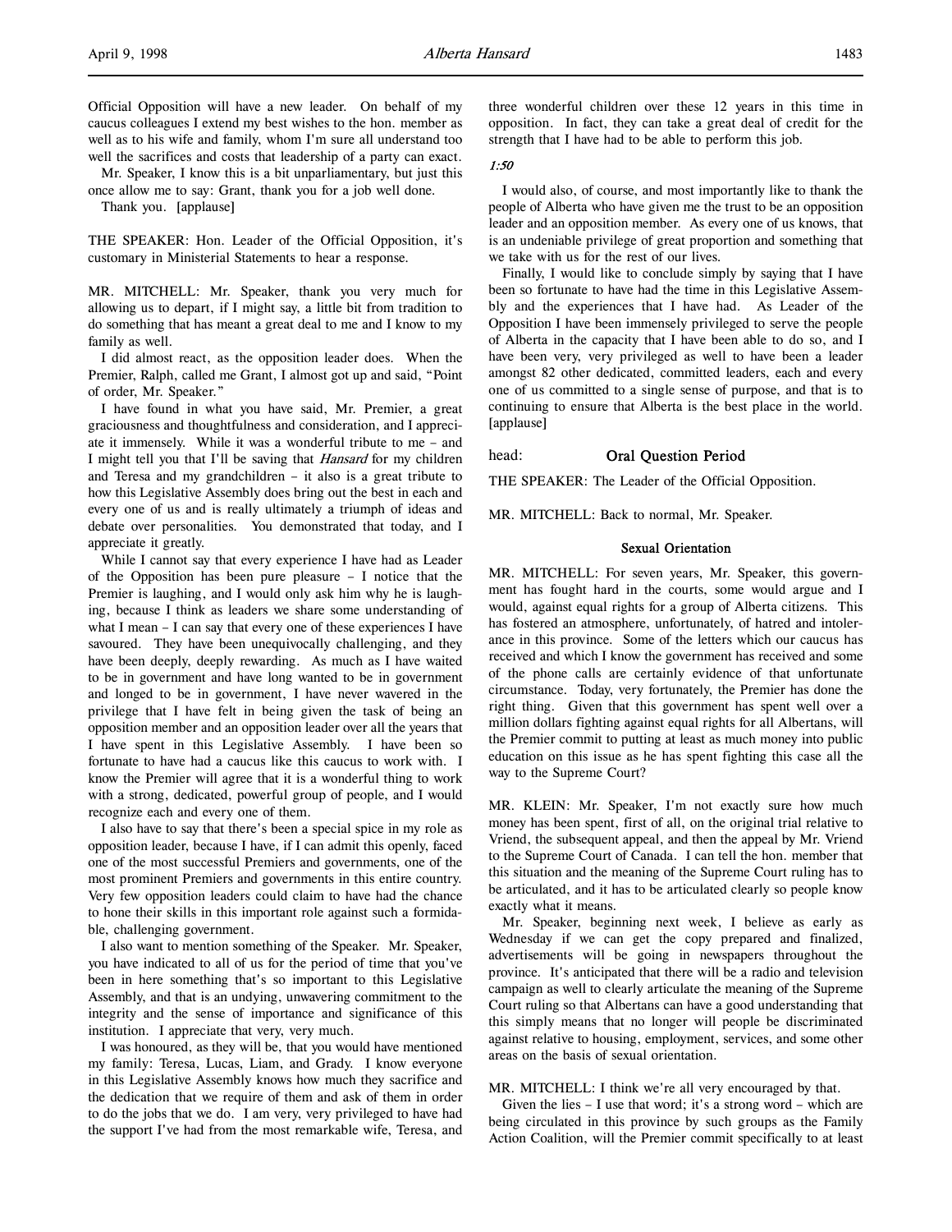Official Opposition will have a new leader. On behalf of my caucus colleagues I extend my best wishes to the hon. member as well as to his wife and family, whom I'm sure all understand too well the sacrifices and costs that leadership of a party can exact.

Mr. Speaker, I know this is a bit unparliamentary, but just this once allow me to say: Grant, thank you for a job well done.

Thank you. [applause]

THE SPEAKER: Hon. Leader of the Official Opposition, it's customary in Ministerial Statements to hear a response.

MR. MITCHELL: Mr. Speaker, thank you very much for allowing us to depart, if I might say, a little bit from tradition to do something that has meant a great deal to me and I know to my family as well.

I did almost react, as the opposition leader does. When the Premier, Ralph, called me Grant, I almost got up and said, "Point of order, Mr. Speaker."

I have found in what you have said, Mr. Premier, a great graciousness and thoughtfulness and consideration, and I appreciate it immensely. While it was a wonderful tribute to me – and I might tell you that I'll be saving that *Hansard* for my children and Teresa and my grandchildren – it also is a great tribute to how this Legislative Assembly does bring out the best in each and every one of us and is really ultimately a triumph of ideas and debate over personalities. You demonstrated that today, and I appreciate it greatly.

While I cannot say that every experience I have had as Leader of the Opposition has been pure pleasure – I notice that the Premier is laughing, and I would only ask him why he is laughing, because I think as leaders we share some understanding of what I mean – I can say that every one of these experiences I have savoured. They have been unequivocally challenging, and they have been deeply, deeply rewarding. As much as I have waited to be in government and have long wanted to be in government and longed to be in government, I have never wavered in the privilege that I have felt in being given the task of being an opposition member and an opposition leader over all the years that I have spent in this Legislative Assembly. I have been so fortunate to have had a caucus like this caucus to work with. I know the Premier will agree that it is a wonderful thing to work with a strong, dedicated, powerful group of people, and I would recognize each and every one of them.

I also have to say that there's been a special spice in my role as opposition leader, because I have, if I can admit this openly, faced one of the most successful Premiers and governments, one of the most prominent Premiers and governments in this entire country. Very few opposition leaders could claim to have had the chance to hone their skills in this important role against such a formidable, challenging government.

I also want to mention something of the Speaker. Mr. Speaker, you have indicated to all of us for the period of time that you've been in here something that's so important to this Legislative Assembly, and that is an undying, unwavering commitment to the integrity and the sense of importance and significance of this institution. I appreciate that very, very much.

I was honoured, as they will be, that you would have mentioned my family: Teresa, Lucas, Liam, and Grady. I know everyone in this Legislative Assembly knows how much they sacrifice and the dedication that we require of them and ask of them in order to do the jobs that we do. I am very, very privileged to have had the support I've had from the most remarkable wife, Teresa, and three wonderful children over these 12 years in this time in opposition. In fact, they can take a great deal of credit for the strength that I have had to be able to perform this job.

*1:50*

I would also, of course, and most importantly like to thank the people of Alberta who have given me the trust to be an opposition leader and an opposition member. As every one of us knows, that is an undeniable privilege of great proportion and something that we take with us for the rest of our lives.

Finally, I would like to conclude simply by saying that I have been so fortunate to have had the time in this Legislative Assembly and the experiences that I have had. As Leader of the Opposition I have been immensely privileged to serve the people of Alberta in the capacity that I have been able to do so, and I have been very, very privileged as well to have been a leader amongst 82 other dedicated, committed leaders, each and every one of us committed to a single sense of purpose, and that is to continuing to ensure that Alberta is the best place in the world. [applause]

head: **Oral Question Period**

THE SPEAKER: The Leader of the Official Opposition.

MR. MITCHELL: Back to normal, Mr. Speaker.

### Sexual Orientation

MR. MITCHELL: For seven years, Mr. Speaker, this government has fought hard in the courts, some would argue and I would, against equal rights for a group of Alberta citizens. This has fostered an atmosphere, unfortunately, of hatred and intolerance in this province. Some of the letters which our caucus has received and which I know the government has received and some of the phone calls are certainly evidence of that unfortunate circumstance. Today, very fortunately, the Premier has done the right thing. Given that this government has spent well over a million dollars fighting against equal rights for all Albertans, will the Premier commit to putting at least as much money into public education on this issue as he has spent fighting this case all the way to the Supreme Court?

MR. KLEIN: Mr. Speaker, I'm not exactly sure how much money has been spent, first of all, on the original trial relative to Vriend, the subsequent appeal, and then the appeal by Mr. Vriend to the Supreme Court of Canada. I can tell the hon. member that this situation and the meaning of the Supreme Court ruling has to be articulated, and it has to be articulated clearly so people know exactly what it means.

Mr. Speaker, beginning next week, I believe as early as Wednesday if we can get the copy prepared and finalized, advertisements will be going in newspapers throughout the province. It's anticipated that there will be a radio and television campaign as well to clearly articulate the meaning of the Supreme Court ruling so that Albertans can have a good understanding that this simply means that no longer will people be discriminated against relative to housing, employment, services, and some other areas on the basis of sexual orientation.

MR. MITCHELL: I think we're all very encouraged by that.

Given the lies – I use that word; it's a strong word – which are being circulated in this province by such groups as the Family Action Coalition, will the Premier commit specifically to at least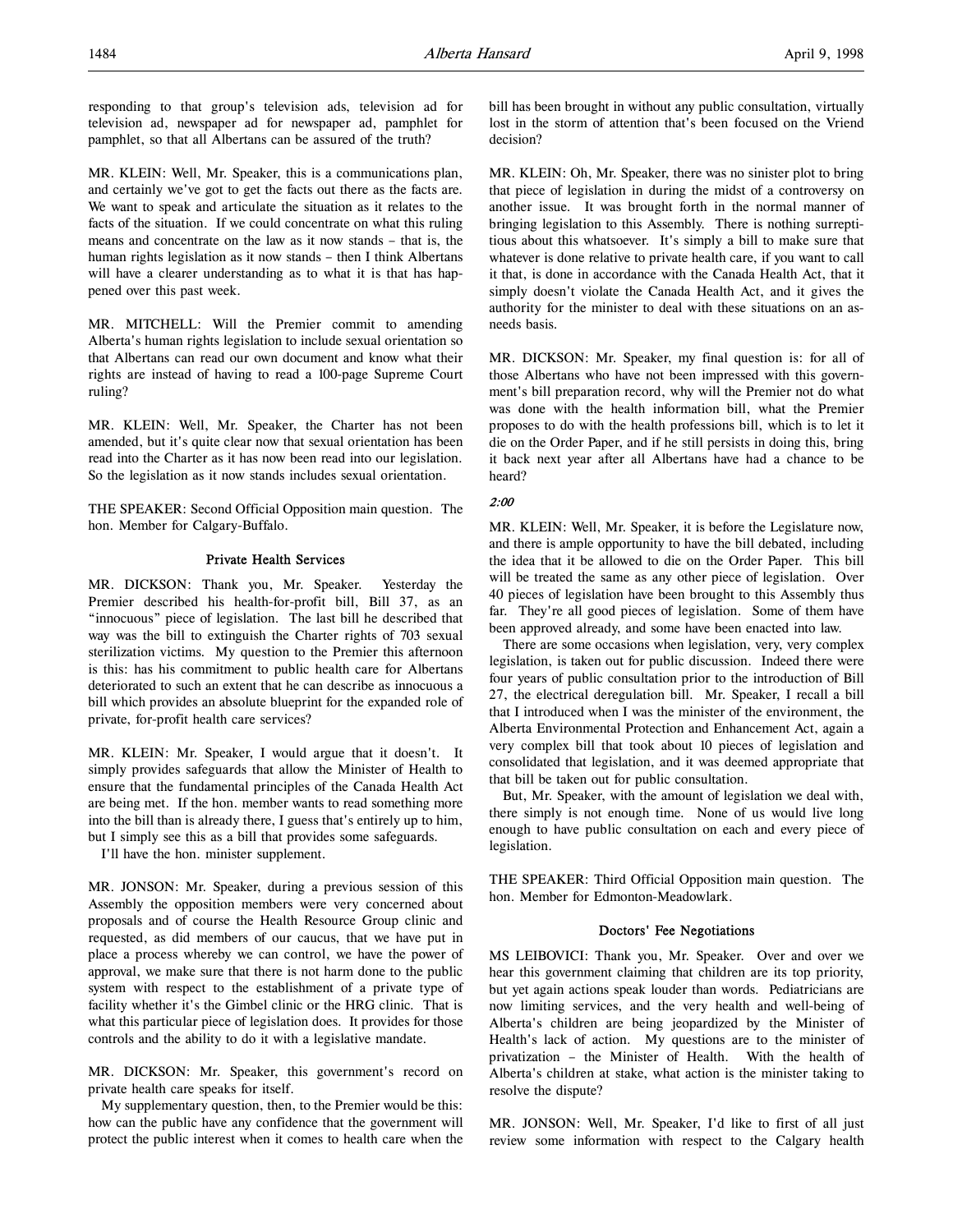responding to that group's television ads, television ad for television ad, newspaper ad for newspaper ad, pamphlet for pamphlet, so that all Albertans can be assured of the truth?

MR. KLEIN: Well, Mr. Speaker, this is a communications plan, and certainly we've got to get the facts out there as the facts are. We want to speak and articulate the situation as it relates to the facts of the situation. If we could concentrate on what this ruling means and concentrate on the law as it now stands – that is, the human rights legislation as it now stands – then I think Albertans will have a clearer understanding as to what it is that has happened over this past week.

MR. MITCHELL: Will the Premier commit to amending Alberta's human rights legislation to include sexual orientation so that Albertans can read our own document and know what their rights are instead of having to read a 100-page Supreme Court ruling?

MR. KLEIN: Well, Mr. Speaker, the Charter has not been amended, but it's quite clear now that sexual orientation has been read into the Charter as it has now been read into our legislation. So the legislation as it now stands includes sexual orientation.

THE SPEAKER: Second Official Opposition main question. The hon. Member for Calgary-Buffalo.

### Private Health Services

MR. DICKSON: Thank you, Mr. Speaker. Yesterday the Premier described his health-for-profit bill, Bill 37, as an "innocuous" piece of legislation. The last bill he described that way was the bill to extinguish the Charter rights of 703 sexual sterilization victims. My question to the Premier this afternoon is this: has his commitment to public health care for Albertans deteriorated to such an extent that he can describe as innocuous a bill which provides an absolute blueprint for the expanded role of private, for-profit health care services?

MR. KLEIN: Mr. Speaker, I would argue that it doesn't. It simply provides safeguards that allow the Minister of Health to ensure that the fundamental principles of the Canada Health Act are being met. If the hon. member wants to read something more into the bill than is already there, I guess that's entirely up to him, but I simply see this as a bill that provides some safeguards.

I'll have the hon. minister supplement.

MR. JONSON: Mr. Speaker, during a previous session of this Assembly the opposition members were very concerned about proposals and of course the Health Resource Group clinic and requested, as did members of our caucus, that we have put in place a process whereby we can control, we have the power of approval, we make sure that there is not harm done to the public system with respect to the establishment of a private type of facility whether it's the Gimbel clinic or the HRG clinic. That is what this particular piece of legislation does. It provides for those controls and the ability to do it with a legislative mandate.

MR. DICKSON: Mr. Speaker, this government's record on private health care speaks for itself.

My supplementary question, then, to the Premier would be this: how can the public have any confidence that the government will protect the public interest when it comes to health care when the bill has been brought in without any public consultation, virtually lost in the storm of attention that's been focused on the Vriend decision?

MR. KLEIN: Oh, Mr. Speaker, there was no sinister plot to bring that piece of legislation in during the midst of a controversy on another issue. It was brought forth in the normal manner of bringing legislation to this Assembly. There is nothing surreptitious about this whatsoever. It's simply a bill to make sure that whatever is done relative to private health care, if you want to call it that, is done in accordance with the Canada Health Act, that it simply doesn't violate the Canada Health Act, and it gives the authority for the minister to deal with these situations on an as-needs basis.

MR. DICKSON: Mr. Speaker, my final question is: for all of those Albertans who have not been impressed with this government's bill preparation record, why will the Premier not do what was done with the health information bill, what the Premier proposes to do with the health professions bill, which is to let it die on the Order Paper, and if he still persists in doing this, bring it back next year after all Albertans have had a chance to be heard?

*2:00*

MR. KLEIN: Well, Mr. Speaker, it is before the Legislature now, and there is ample opportunity to have the bill debated, including the idea that it be allowed to die on the Order Paper. This bill will be treated the same as any other piece of legislation. Over 40 pieces of legislation have been brought to this Assembly thus far. They're all good pieces of legislation. Some of them have been approved already, and some have been enacted into law.

There are some occasions when legislation, very, very complex legislation, is taken out for public discussion. Indeed there were four years of public consultation prior to the introduction of Bill 27, the electrical deregulation bill. Mr. Speaker, I recall a bill that I introduced when I was the minister of the environment, the Alberta Environmental Protection and Enhancement Act, again a very complex bill that took about 10 pieces of legislation and consolidated that legislation, and it was deemed appropriate that that bill be taken out for public consultation.

But, Mr. Speaker, with the amount of legislation we deal with, there simply is not enough time. None of us would live long enough to have public consultation on each and every piece of legislation.

THE SPEAKER: Third Official Opposition main question. The hon. Member for Edmonton-Meadowlark.

### Doctors' Fee Negotiations

MS LEIBOVICI: Thank you, Mr. Speaker. Over and over we hear this government claiming that children are its top priority, but yet again actions speak louder than words. Pediatricians are now limiting services, and the very health and well-being of Alberta's children are being jeopardized by the Minister of Health's lack of action. My questions are to the minister of privatization – the Minister of Health. With the health of Alberta's children at stake, what action is the minister taking to resolve the dispute?

MR. JONSON: Well, Mr. Speaker, I'd like to first of all just review some information with respect to the Calgary health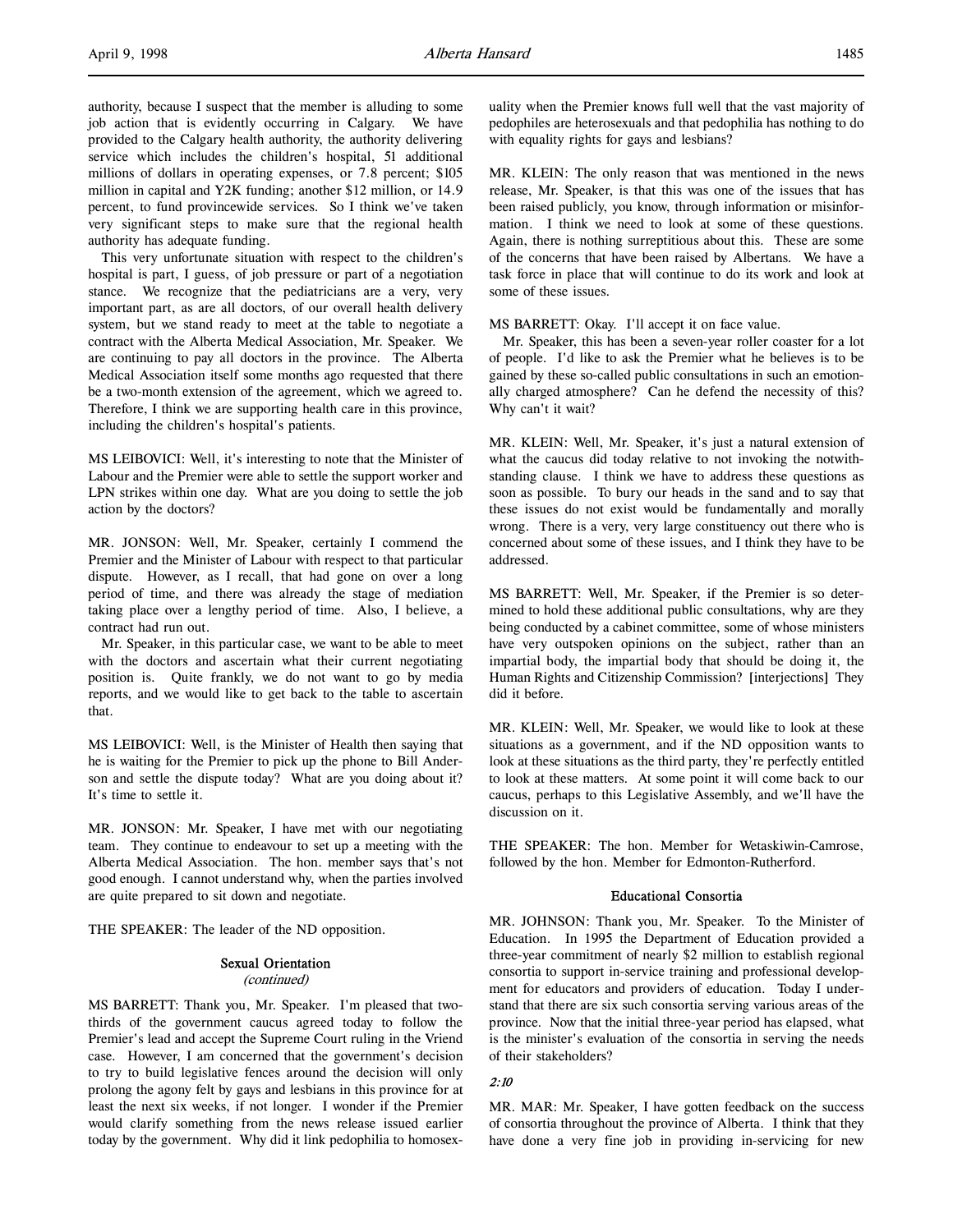authority, because I suspect that the member is alluding to some job action that is evidently occurring in Calgary. We have provided to the Calgary health authority, the authority delivering service which includes the children's hospital, 51 additional millions of dollars in operating expenses, or 7.8 percent; $105 million in capital and Y2K funding; another $12 million, or 14.9 percent, to fund provincewide services. So I think we've taken very significant steps to make sure that the regional health authority has adequate funding.

This very unfortunate situation with respect to the children's hospital is part, I guess, of job pressure or part of a negotiation stance. We recognize that the pediatricians are a very, very important part, as are all doctors, of our overall health delivery system, but we stand ready to meet at the table to negotiate a contract with the Alberta Medical Association, Mr. Speaker. We are continuing to pay all doctors in the province. The Alberta Medical Association itself some months ago requested that there be a two-month extension of the agreement, which we agreed to. Therefore, I think we are supporting health care in this province, including the children's hospital's patients.

MS LEIBOVICI: Well, it's interesting to note that the Minister of Labour and the Premier were able to settle the support worker and LPN strikes within one day. What are you doing to settle the job action by the doctors?

MR. JONSON: Well, Mr. Speaker, certainly I commend the Premier and the Minister of Labour with respect to that particular dispute. However, as I recall, that had gone on over a long period of time, and there was already the stage of mediation taking place over a lengthy period of time. Also, I believe, a contract had run out.

Mr. Speaker, in this particular case, we want to be able to meet with the doctors and ascertain what their current negotiating position is. Quite frankly, we do not want to go by media reports, and we would like to get back to the table to ascertain that.

MS LEIBOVICI: Well, is the Minister of Health then saying that he is waiting for the Premier to pick up the phone to Bill Anderson and settle the dispute today? What are you doing about it? It's time to settle it.

MR. JONSON: Mr. Speaker, I have met with our negotiating team. They continue to endeavour to set up a meeting with the Alberta Medical Association. The hon. member says that's not good enough. I cannot understand why, when the parties involved are quite prepared to sit down and negotiate.

THE SPEAKER: The leader of the ND opposition.

### Sexual Orientation
*(continued)*

MS BARRETT: Thank you, Mr. Speaker. I'm pleased that two-thirds of the government caucus agreed today to follow the Premier's lead and accept the Supreme Court ruling in the Vriend case. However, I am concerned that the government's decision to try to build legislative fences around the decision will only prolong the agony felt by gays and lesbians in this province for at least the next six weeks, if not longer. I wonder if the Premier would clarify something from the news release issued earlier today by the government. Why did it link pedophilia to homosexuality when the Premier knows full well that the vast majority of pedophiles are heterosexuals and that pedophilia has nothing to do with equality rights for gays and lesbians?

MR. KLEIN: The only reason that was mentioned in the news release, Mr. Speaker, is that this was one of the issues that has been raised publicly, you know, through information or misinformation. I think we need to look at some of these questions. Again, there is nothing surreptitious about this. These are some of the concerns that have been raised by Albertans. We have a task force in place that will continue to do its work and look at some of these issues.

MS BARRETT: Okay. I'll accept it on face value.

Mr. Speaker, this has been a seven-year roller coaster for a lot of people. I'd like to ask the Premier what he believes is to be gained by these so-called public consultations in such an emotionally charged atmosphere? Can he defend the necessity of this? Why can't it wait?

MR. KLEIN: Well, Mr. Speaker, it's just a natural extension of what the caucus did today relative to not invoking the notwithstanding clause. I think we have to address these questions as soon as possible. To bury our heads in the sand and to say that these issues do not exist would be fundamentally and morally wrong. There is a very, very large constituency out there who is concerned about some of these issues, and I think they have to be addressed.

MS BARRETT: Well, Mr. Speaker, if the Premier is so determined to hold these additional public consultations, why are they being conducted by a cabinet committee, some of whose ministers have very outspoken opinions on the subject, rather than an impartial body, the impartial body that should be doing it, the Human Rights and Citizenship Commission? [interjections] They did it before.

MR. KLEIN: Well, Mr. Speaker, we would like to look at these situations as a government, and if the ND opposition wants to look at these situations as the third party, they're perfectly entitled to look at these matters. At some point it will come back to our caucus, perhaps to this Legislative Assembly, and we'll have the discussion on it.

THE SPEAKER: The hon. Member for Wetaskiwin-Camrose, followed by the hon. Member for Edmonton-Rutherford.

### Educational Consortia

MR. JOHNSON: Thank you, Mr. Speaker. To the Minister of Education. In 1995 the Department of Education provided a three-year commitment of nearly $2 million to establish regional consortia to support in-service training and professional development for educators and providers of education. Today I understand that there are six such consortia serving various areas of the province. Now that the initial three-year period has elapsed, what is the minister's evaluation of the consortia in serving the needs of their stakeholders?

*2:10*

MR. MAR: Mr. Speaker, I have gotten feedback on the success of consortia throughout the province of Alberta. I think that they have done a very fine job in providing in-servicing for new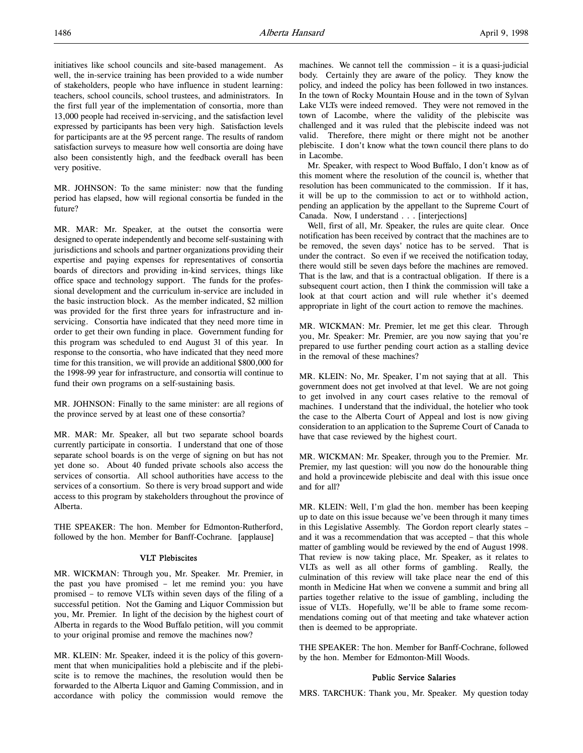initiatives like school councils and site-based management. As well, the in-service training has been provided to a wide number of stakeholders, people who have influence in student learning: teachers, school councils, school trustees, and administrators. In the first full year of the implementation of consortia, more than 13,000 people had received in-servicing, and the satisfaction level expressed by participants has been very high. Satisfaction levels for participants are at the 95 percent range. The results of random satisfaction surveys to measure how well consortia are doing have also been consistently high, and the feedback overall has been very positive.

MR. JOHNSON: To the same minister: now that the funding period has elapsed, how will regional consortia be funded in the future?

MR. MAR: Mr. Speaker, at the outset the consortia were designed to operate independently and become self-sustaining with jurisdictions and schools and partner organizations providing their expertise and paying expenses for representatives of consortia boards of directors and providing in-kind services, things like office space and technology support. The funds for the professional development and the curriculum in-service are included in the basic instruction block. As the member indicated, $2 million was provided for the first three years for infrastructure and in-servicing. Consortia have indicated that they need more time in order to get their own funding in place. Government funding for this program was scheduled to end August 31 of this year. In response to the consortia, who have indicated that they need more time for this transition, we will provide an additional $800,000 for the 1998-99 year for infrastructure, and consortia will continue to fund their own programs on a self-sustaining basis.

MR. JOHNSON: Finally to the same minister: are all regions of the province served by at least one of these consortia?

MR. MAR: Mr. Speaker, all but two separate school boards currently participate in consortia. I understand that one of those separate school boards is on the verge of signing on but has not yet done so. About 40 funded private schools also access the services of consortia. All school authorities have access to the services of a consortium. So there is very broad support and wide access to this program by stakeholders throughout the province of Alberta.

THE SPEAKER: The hon. Member for Edmonton-Rutherford, followed by the hon. Member for Banff-Cochrane. [applause]

### VLT Plebiscites

MR. WICKMAN: Through you, Mr. Speaker. Mr. Premier, in the past you have promised – let me remind you: you have promised – to remove VLTs within seven days of the filing of a successful petition. Not the Gaming and Liquor Commission but you, Mr. Premier. In light of the decision by the highest court of Alberta in regards to the Wood Buffalo petition, will you commit to your original promise and remove the machines now?

MR. KLEIN: Mr. Speaker, indeed it is the policy of this government that when municipalities hold a plebiscite and if the plebiscite is to remove the machines, the resolution would then be forwarded to the Alberta Liquor and Gaming Commission, and in accordance with policy the commission would remove the machines. We cannot tell the commission – it is a quasi-judicial body. Certainly they are aware of the policy. They know the policy, and indeed the policy has been followed in two instances. In the town of Rocky Mountain House and in the town of Sylvan Lake VLTs were indeed removed. They were not removed in the town of Lacombe, where the validity of the plebiscite was challenged and it was ruled that the plebiscite indeed was not valid. Therefore, there might or there might not be another plebiscite. I don't know what the town council there plans to do in Lacombe.

Mr. Speaker, with respect to Wood Buffalo, I don't know as of this moment where the resolution of the council is, whether that resolution has been communicated to the commission. If it has, it will be up to the commission to act or to withhold action, pending an application by the appellant to the Supreme Court of Canada. Now, I understand . . . [interjections]

Well, first of all, Mr. Speaker, the rules are quite clear. Once notification has been received by contract that the machines are to be removed, the seven days' notice has to be served. That is under the contract. So even if we received the notification today, there would still be seven days before the machines are removed. That is the law, and that is a contractual obligation. If there is a subsequent court action, then I think the commission will take a look at that court action and will rule whether it's deemed appropriate in light of the court action to remove the machines.

MR. WICKMAN: Mr. Premier, let me get this clear. Through you, Mr. Speaker: Mr. Premier, are you now saying that you're prepared to use further pending court action as a stalling device in the removal of these machines?

MR. KLEIN: No, Mr. Speaker, I'm not saying that at all. This government does not get involved at that level. We are not going to get involved in any court cases relative to the removal of machines. I understand that the individual, the hotelier who took the case to the Alberta Court of Appeal and lost is now giving consideration to an application to the Supreme Court of Canada to have that case reviewed by the highest court.

MR. WICKMAN: Mr. Speaker, through you to the Premier. Mr. Premier, my last question: will you now do the honourable thing and hold a provincewide plebiscite and deal with this issue once and for all?

MR. KLEIN: Well, I'm glad the hon. member has been keeping up to date on this issue because we've been through it many times in this Legislative Assembly. The Gordon report clearly states – and it was a recommendation that was accepted – that this whole matter of gambling would be reviewed by the end of August 1998. That review is now taking place, Mr. Speaker, as it relates to VLTs as well as all other forms of gambling. Really, the culmination of this review will take place near the end of this month in Medicine Hat when we convene a summit and bring all parties together relative to the issue of gambling, including the issue of VLTs. Hopefully, we'll be able to frame some recommendations coming out of that meeting and take whatever action then is deemed to be appropriate.

THE SPEAKER: The hon. Member for Banff-Cochrane, followed by the hon. Member for Edmonton-Mill Woods.

### Public Service Salaries

MRS. TARCHUK: Thank you, Mr. Speaker. My question today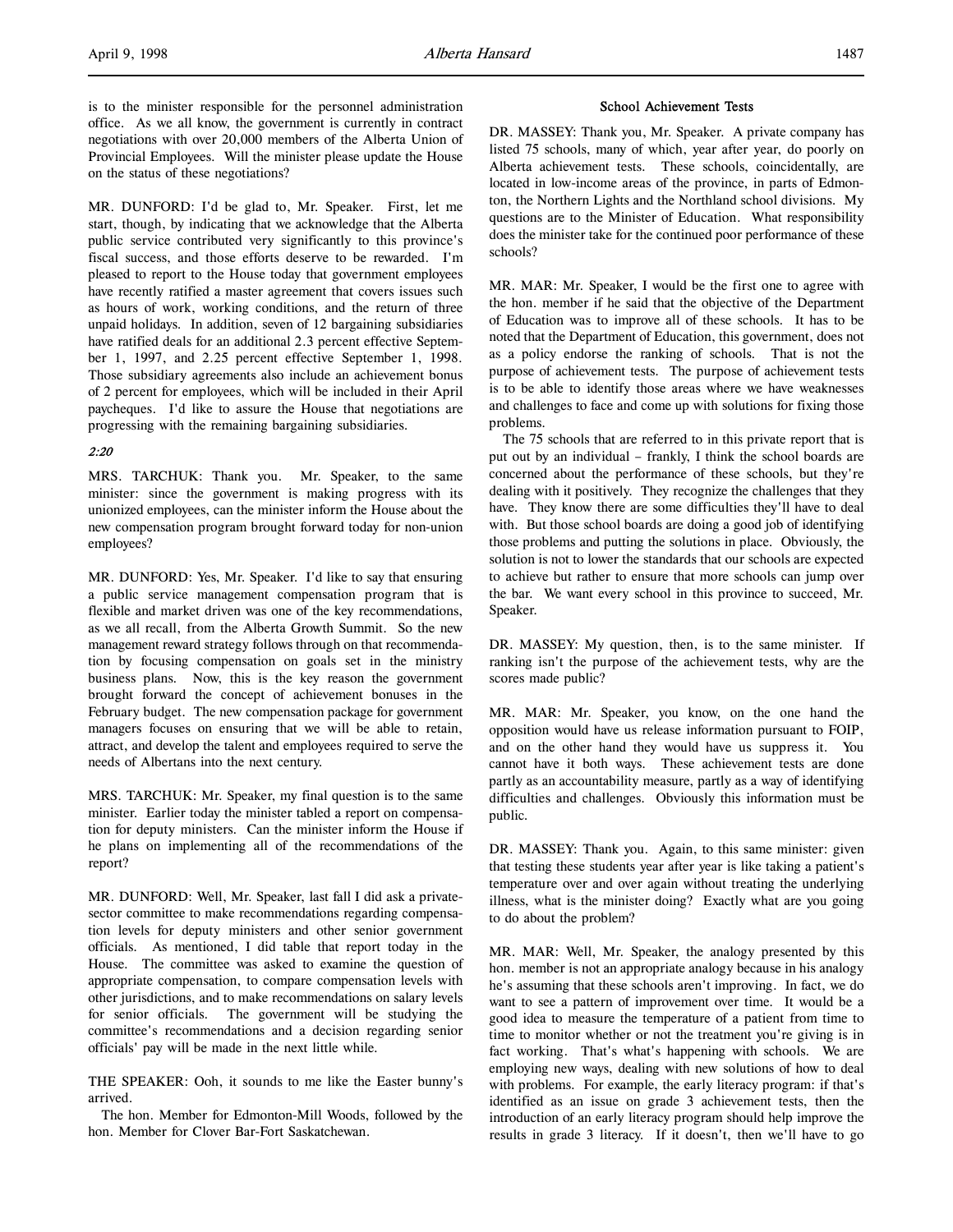is to the minister responsible for the personnel administration office. As we all know, the government is currently in contract negotiations with over 20,000 members of the Alberta Union of Provincial Employees. Will the minister please update the House on the status of these negotiations?

MR. DUNFORD: I'd be glad to, Mr. Speaker. First, let me start, though, by indicating that we acknowledge that the Alberta public service contributed very significantly to this province's fiscal success, and those efforts deserve to be rewarded. I'm pleased to report to the House today that government employees have recently ratified a master agreement that covers issues such as hours of work, working conditions, and the return of three unpaid holidays. In addition, seven of 12 bargaining subsidiaries have ratified deals for an additional 2.3 percent effective September 1, 1997, and 2.25 percent effective September 1, 1998. Those subsidiary agreements also include an achievement bonus of 2 percent for employees, which will be included in their April paycheques. I'd like to assure the House that negotiations are progressing with the remaining bargaining subsidiaries.

*2:20*

MRS. TARCHUK: Thank you. Mr. Speaker, to the same minister: since the government is making progress with its unionized employees, can the minister inform the House about the new compensation program brought forward today for non-union employees?

MR. DUNFORD: Yes, Mr. Speaker. I'd like to say that ensuring a public service management compensation program that is flexible and market driven was one of the key recommendations, as we all recall, from the Alberta Growth Summit. So the new management reward strategy follows through on that recommendation by focusing compensation on goals set in the ministry business plans. Now, this is the key reason the government brought forward the concept of achievement bonuses in the February budget. The new compensation package for government managers focuses on ensuring that we will be able to retain, attract, and develop the talent and employees required to serve the needs of Albertans into the next century.

MRS. TARCHUK: Mr. Speaker, my final question is to the same minister. Earlier today the minister tabled a report on compensation for deputy ministers. Can the minister inform the House if he plans on implementing all of the recommendations of the report?

MR. DUNFORD: Well, Mr. Speaker, last fall I did ask a private-sector committee to make recommendations regarding compensation levels for deputy ministers and other senior government officials. As mentioned, I did table that report today in the House. The committee was asked to examine the question of appropriate compensation, to compare compensation levels with other jurisdictions, and to make recommendations on salary levels for senior officials. The government will be studying the committee's recommendations and a decision regarding senior officials' pay will be made in the next little while.

THE SPEAKER: Ooh, it sounds to me like the Easter bunny's arrived.

The hon. Member for Edmonton-Mill Woods, followed by the hon. Member for Clover Bar-Fort Saskatchewan.

### School Achievement Tests

DR. MASSEY: Thank you, Mr. Speaker. A private company has listed 75 schools, many of which, year after year, do poorly on Alberta achievement tests. These schools, coincidentally, are located in low-income areas of the province, in parts of Edmonton, the Northern Lights and the Northland school divisions. My questions are to the Minister of Education. What responsibility does the minister take for the continued poor performance of these schools?

MR. MAR: Mr. Speaker, I would be the first one to agree with the hon. member if he said that the objective of the Department of Education was to improve all of these schools. It has to be noted that the Department of Education, this government, does not as a policy endorse the ranking of schools. That is not the purpose of achievement tests. The purpose of achievement tests is to be able to identify those areas where we have weaknesses and challenges to face and come up with solutions for fixing those problems.

The 75 schools that are referred to in this private report that is put out by an individual – frankly, I think the school boards are concerned about the performance of these schools, but they're dealing with it positively. They recognize the challenges that they have. They know there are some difficulties they'll have to deal with. But those school boards are doing a good job of identifying those problems and putting the solutions in place. Obviously, the solution is not to lower the standards that our schools are expected to achieve but rather to ensure that more schools can jump over the bar. We want every school in this province to succeed, Mr. Speaker.

DR. MASSEY: My question, then, is to the same minister. If ranking isn't the purpose of the achievement tests, why are the scores made public?

MR. MAR: Mr. Speaker, you know, on the one hand the opposition would have us release information pursuant to FOIP, and on the other hand they would have us suppress it. You cannot have it both ways. These achievement tests are done partly as an accountability measure, partly as a way of identifying difficulties and challenges. Obviously this information must be public.

DR. MASSEY: Thank you. Again, to this same minister: given that testing these students year after year is like taking a patient's temperature over and over again without treating the underlying illness, what is the minister doing? Exactly what are you going to do about the problem?

MR. MAR: Well, Mr. Speaker, the analogy presented by this hon. member is not an appropriate analogy because in his analogy he's assuming that these schools aren't improving. In fact, we do want to see a pattern of improvement over time. It would be a good idea to measure the temperature of a patient from time to time to monitor whether or not the treatment you're giving is in fact working. That's what's happening with schools. We are employing new ways, dealing with new solutions of how to deal with problems. For example, the early literacy program: if that's identified as an issue on grade 3 achievement tests, then the introduction of an early literacy program should help improve the results in grade 3 literacy. If it doesn't, then we'll have to go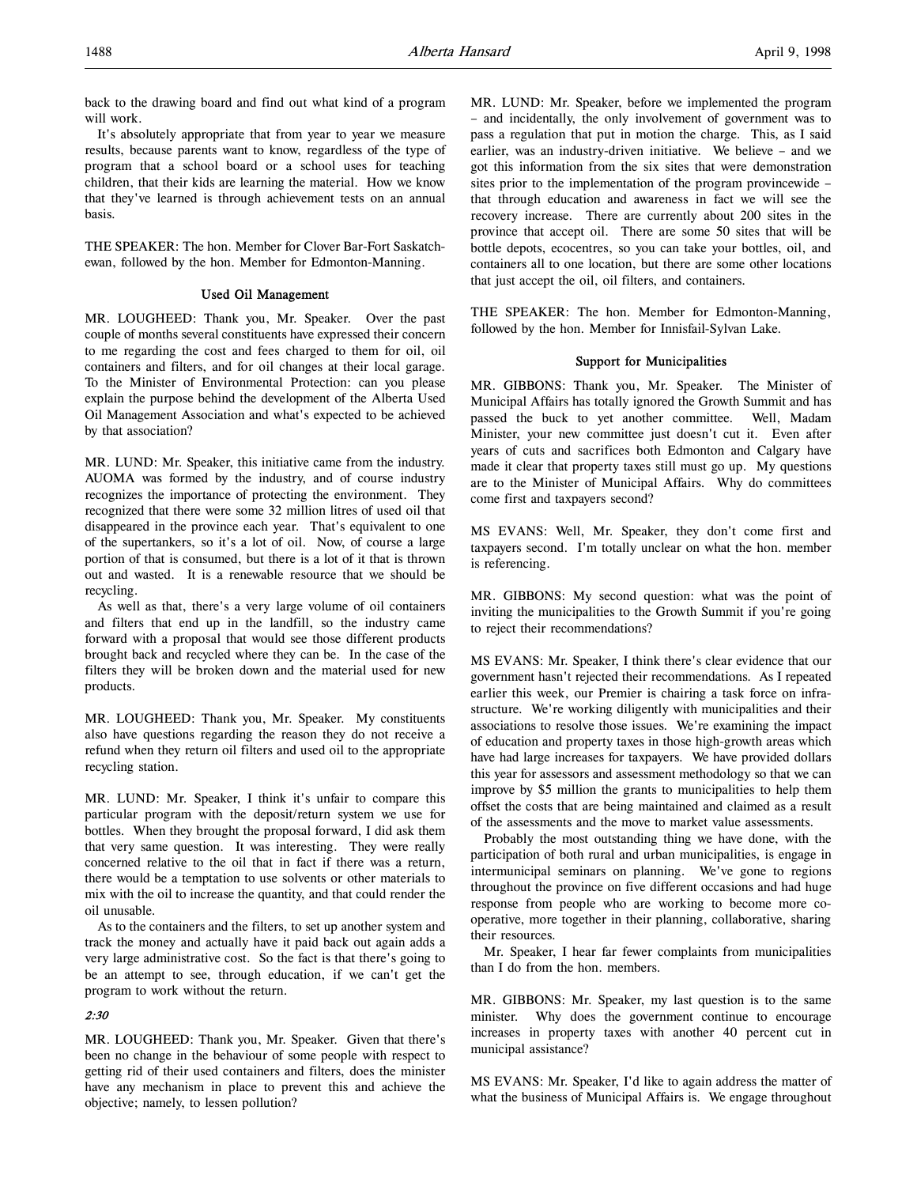back to the drawing board and find out what kind of a program will work.

It's absolutely appropriate that from year to year we measure results, because parents want to know, regardless of the type of program that a school board or a school uses for teaching children, that their kids are learning the material. How we know that they've learned is through achievement tests on an annual basis.

THE SPEAKER: The hon. Member for Clover Bar-Fort Saskatchewan, followed by the hon. Member for Edmonton-Manning.

### Used Oil Management

MR. LOUGHEED: Thank you, Mr. Speaker. Over the past couple of months several constituents have expressed their concern to me regarding the cost and fees charged to them for oil, oil containers and filters, and for oil changes at their local garage. To the Minister of Environmental Protection: can you please explain the purpose behind the development of the Alberta Used Oil Management Association and what's expected to be achieved by that association?

MR. LUND: Mr. Speaker, this initiative came from the industry. AUOMA was formed by the industry, and of course industry recognizes the importance of protecting the environment. They recognized that there were some 32 million litres of used oil that disappeared in the province each year. That's equivalent to one of the supertankers, so it's a lot of oil. Now, of course a large portion of that is consumed, but there is a lot of it that is thrown out and wasted. It is a renewable resource that we should be recycling.

As well as that, there's a very large volume of oil containers and filters that end up in the landfill, so the industry came forward with a proposal that would see those different products brought back and recycled where they can be. In the case of the filters they will be broken down and the material used for new products.

MR. LOUGHEED: Thank you, Mr. Speaker. My constituents also have questions regarding the reason they do not receive a refund when they return oil filters and used oil to the appropriate recycling station.

MR. LUND: Mr. Speaker, I think it's unfair to compare this particular program with the deposit/return system we use for bottles. When they brought the proposal forward, I did ask them that very same question. It was interesting. They were really concerned relative to the oil that in fact if there was a return, there would be a temptation to use solvents or other materials to mix with the oil to increase the quantity, and that could render the oil unusable.

As to the containers and the filters, to set up another system and track the money and actually have it paid back out again adds a very large administrative cost. So the fact is that there's going to be an attempt to see, through education, if we can't get the program to work without the return.

*2:30*

MR. LOUGHEED: Thank you, Mr. Speaker. Given that there's been no change in the behaviour of some people with respect to getting rid of their used containers and filters, does the minister have any mechanism in place to prevent this and achieve the objective; namely, to lessen pollution?

MR. LUND: Mr. Speaker, before we implemented the program – and incidentally, the only involvement of government was to pass a regulation that put in motion the charge. This, as I said earlier, was an industry-driven initiative. We believe – and we got this information from the six sites that were demonstration sites prior to the implementation of the program provincewide – that through education and awareness in fact we will see the recovery increase. There are currently about 200 sites in the province that accept oil. There are some 50 sites that will be bottle depots, ecocentres, so you can take your bottles, oil, and containers all to one location, but there are some other locations that just accept the oil, oil filters, and containers.

THE SPEAKER: The hon. Member for Edmonton-Manning, followed by the hon. Member for Innisfail-Sylvan Lake.

### Support for Municipalities

MR. GIBBONS: Thank you, Mr. Speaker. The Minister of Municipal Affairs has totally ignored the Growth Summit and has passed the buck to yet another committee. Well, Madam Minister, your new committee just doesn't cut it. Even after years of cuts and sacrifices both Edmonton and Calgary have made it clear that property taxes still must go up. My questions are to the Minister of Municipal Affairs. Why do committees come first and taxpayers second?

MS EVANS: Well, Mr. Speaker, they don't come first and taxpayers second. I'm totally unclear on what the hon. member is referencing.

MR. GIBBONS: My second question: what was the point of inviting the municipalities to the Growth Summit if you're going to reject their recommendations?

MS EVANS: Mr. Speaker, I think there's clear evidence that our government hasn't rejected their recommendations. As I repeated earlier this week, our Premier is chairing a task force on infrastructure. We're working diligently with municipalities and their associations to resolve those issues. We're examining the impact of education and property taxes in those high-growth areas which have had large increases for taxpayers. We have provided dollars this year for assessors and assessment methodology so that we can improve by $5 million the grants to municipalities to help them offset the costs that are being maintained and claimed as a result of the assessments and the move to market value assessments.

Probably the most outstanding thing we have done, with the participation of both rural and urban municipalities, is engage in intermunicipal seminars on planning. We've gone to regions throughout the province on five different occasions and had huge response from people who are working to become more cooperative, more together in their planning, collaborative, sharing their resources.

Mr. Speaker, I hear far fewer complaints from municipalities than I do from the hon. members.

MR. GIBBONS: Mr. Speaker, my last question is to the same minister. Why does the government continue to encourage increases in property taxes with another 40 percent cut in municipal assistance?

MS EVANS: Mr. Speaker, I'd like to again address the matter of what the business of Municipal Affairs is. We engage throughout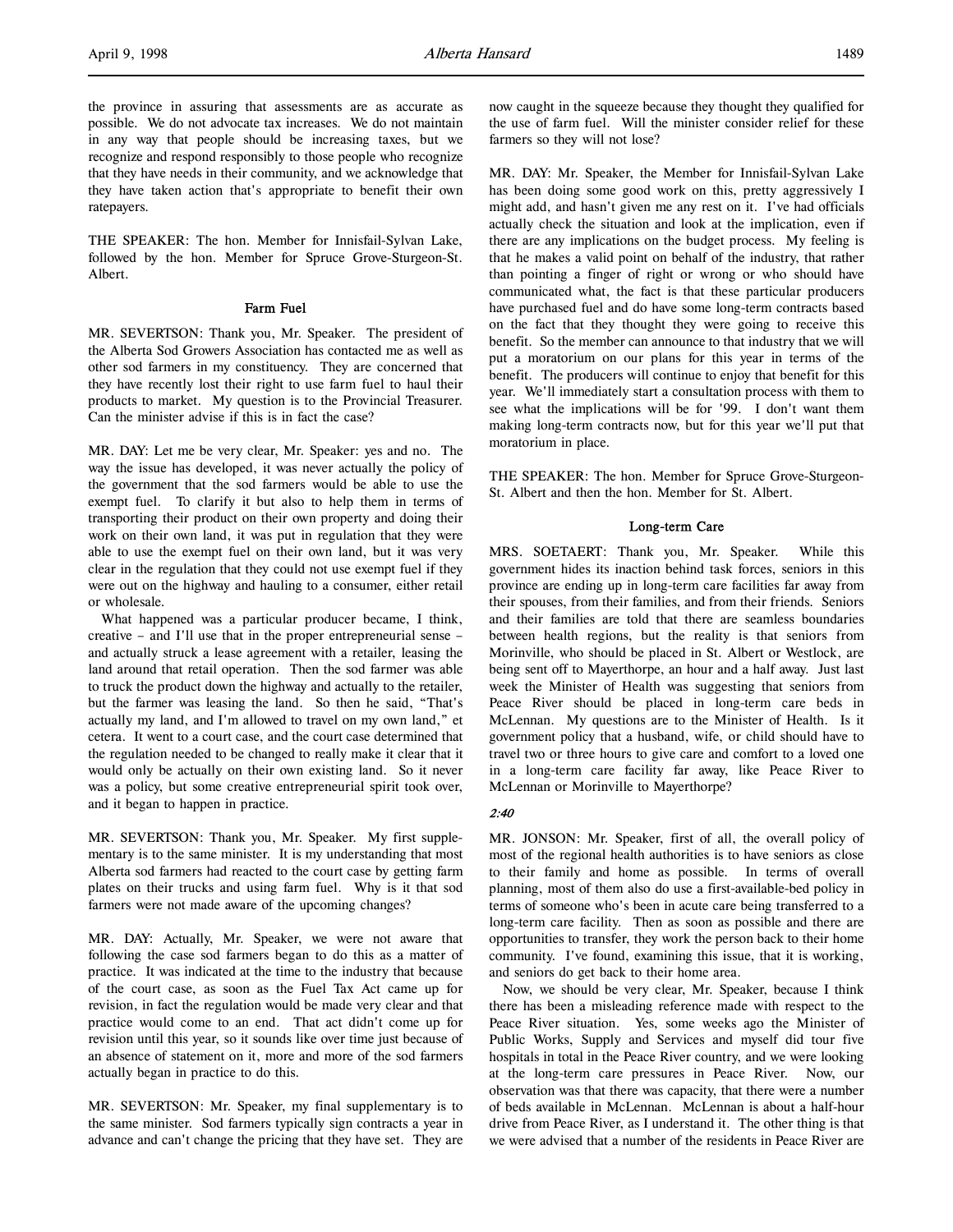the province in assuring that assessments are as accurate as possible. We do not advocate tax increases. We do not maintain in any way that people should be increasing taxes, but we recognize and respond responsibly to those people who recognize that they have needs in their community, and we acknowledge that they have taken action that's appropriate to benefit their own ratepayers.

THE SPEAKER: The hon. Member for Innisfail-Sylvan Lake, followed by the hon. Member for Spruce Grove-Sturgeon-St. Albert.

### Farm Fuel

MR. SEVERTSON: Thank you, Mr. Speaker. The president of the Alberta Sod Growers Association has contacted me as well as other sod farmers in my constituency. They are concerned that they have recently lost their right to use farm fuel to haul their products to market. My question is to the Provincial Treasurer. Can the minister advise if this is in fact the case?

MR. DAY: Let me be very clear, Mr. Speaker: yes and no. The way the issue has developed, it was never actually the policy of the government that the sod farmers would be able to use the exempt fuel. To clarify it but also to help them in terms of transporting their product on their own property and doing their work on their own land, it was put in regulation that they were able to use the exempt fuel on their own land, but it was very clear in the regulation that they could not use exempt fuel if they were out on the highway and hauling to a consumer, either retail or wholesale.

What happened was a particular producer became, I think, creative – and I'll use that in the proper entrepreneurial sense – and actually struck a lease agreement with a retailer, leasing the land around that retail operation. Then the sod farmer was able to truck the product down the highway and actually to the retailer, but the farmer was leasing the land. So then he said, "That's actually my land, and I'm allowed to travel on my own land," et cetera. It went to a court case, and the court case determined that the regulation needed to be changed to really make it clear that it would only be actually on their own existing land. So it never was a policy, but some creative entrepreneurial spirit took over, and it began to happen in practice.

MR. SEVERTSON: Thank you, Mr. Speaker. My first supplementary is to the same minister. It is my understanding that most Alberta sod farmers had reacted to the court case by getting farm plates on their trucks and using farm fuel. Why is it that sod farmers were not made aware of the upcoming changes?

MR. DAY: Actually, Mr. Speaker, we were not aware that following the case sod farmers began to do this as a matter of practice. It was indicated at the time to the industry that because of the court case, as soon as the Fuel Tax Act came up for revision, in fact the regulation would be made very clear and that practice would come to an end. That act didn't come up for revision until this year, so it sounds like over time just because of an absence of statement on it, more and more of the sod farmers actually began in practice to do this.

MR. SEVERTSON: Mr. Speaker, my final supplementary is to the same minister. Sod farmers typically sign contracts a year in advance and can't change the pricing that they have set. They are now caught in the squeeze because they thought they qualified for the use of farm fuel. Will the minister consider relief for these farmers so they will not lose?

MR. DAY: Mr. Speaker, the Member for Innisfail-Sylvan Lake has been doing some good work on this, pretty aggressively I might add, and hasn't given me any rest on it. I've had officials actually check the situation and look at the implication, even if there are any implications on the budget process. My feeling is that he makes a valid point on behalf of the industry, that rather than pointing a finger of right or wrong or who should have communicated what, the fact is that these particular producers have purchased fuel and do have some long-term contracts based on the fact that they thought they were going to receive this benefit. So the member can announce to that industry that we will put a moratorium on our plans for this year in terms of the benefit. The producers will continue to enjoy that benefit for this year. We'll immediately start a consultation process with them to see what the implications will be for '99. I don't want them making long-term contracts now, but for this year we'll put that moratorium in place.

THE SPEAKER: The hon. Member for Spruce Grove-Sturgeon-St. Albert and then the hon. Member for St. Albert.

### Long-term Care

MRS. SOETAERT: Thank you, Mr. Speaker. While this government hides its inaction behind task forces, seniors in this province are ending up in long-term care facilities far away from their spouses, from their families, and from their friends. Seniors and their families are told that there are seamless boundaries between health regions, but the reality is that seniors from Morinville, who should be placed in St. Albert or Westlock, are being sent off to Mayerthorpe, an hour and a half away. Just last week the Minister of Health was suggesting that seniors from Peace River should be placed in long-term care beds in McLennan. My questions are to the Minister of Health. Is it government policy that a husband, wife, or child should have to travel two or three hours to give care and comfort to a loved one in a long-term care facility far away, like Peace River to McLennan or Morinville to Mayerthorpe?

*2:40*

MR. JONSON: Mr. Speaker, first of all, the overall policy of most of the regional health authorities is to have seniors as close to their family and home as possible. In terms of overall planning, most of them also do use a first-available-bed policy in terms of someone who's been in acute care being transferred to a long-term care facility. Then as soon as possible and there are opportunities to transfer, they work the person back to their home community. I've found, examining this issue, that it is working, and seniors do get back to their home area.

Now, we should be very clear, Mr. Speaker, because I think there has been a misleading reference made with respect to the Peace River situation. Yes, some weeks ago the Minister of Public Works, Supply and Services and myself did tour five hospitals in total in the Peace River country, and we were looking at the long-term care pressures in Peace River. Now, our observation was that there was capacity, that there were a number of beds available in McLennan. McLennan is about a half-hour drive from Peace River, as I understand it. The other thing is that we were advised that a number of the residents in Peace River are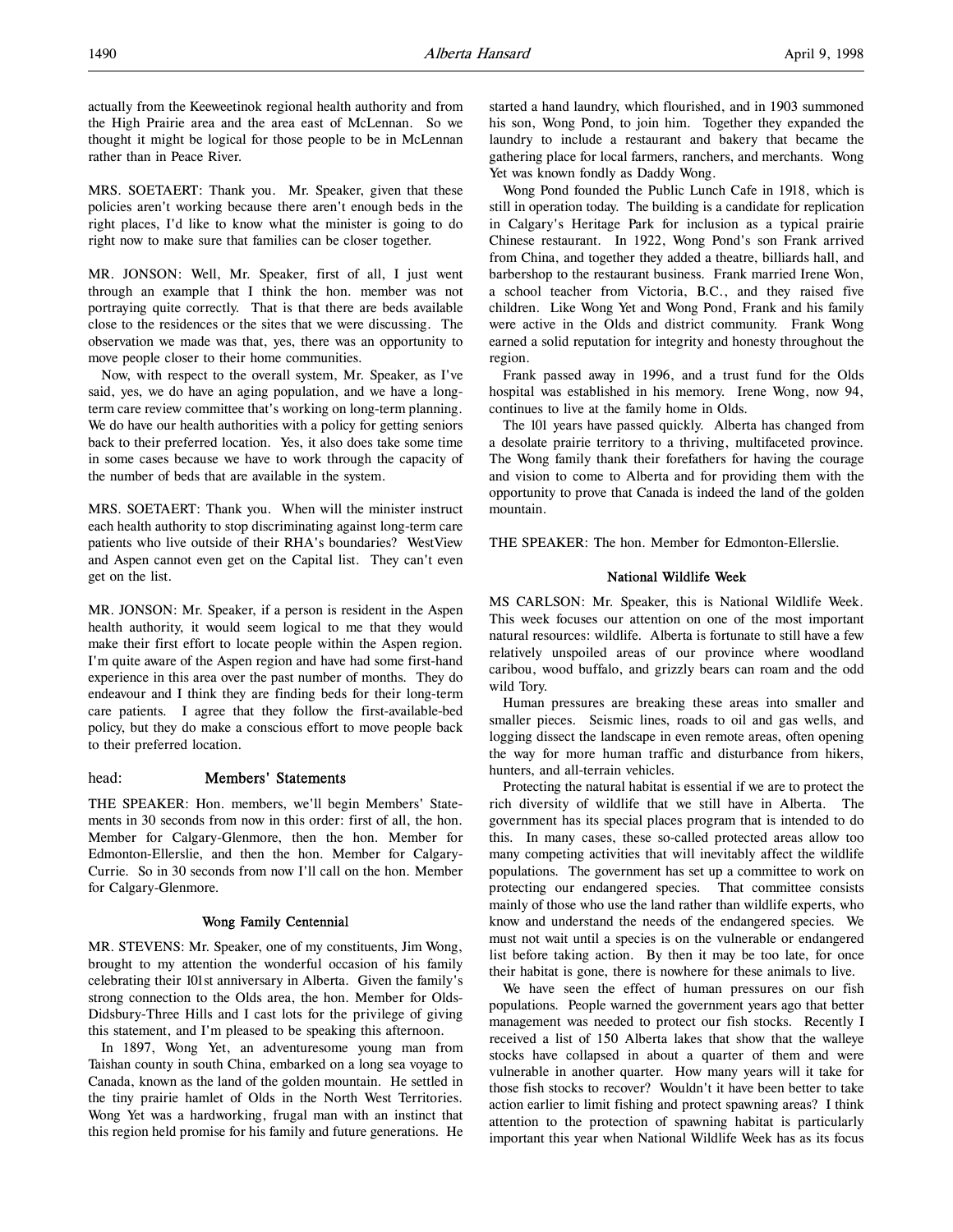actually from the Keeweetinok regional health authority and from the High Prairie area and the area east of McLennan. So we thought it might be logical for those people to be in McLennan rather than in Peace River.

MRS. SOETAERT: Thank you. Mr. Speaker, given that these policies aren't working because there aren't enough beds in the right places, I'd like to know what the minister is going to do right now to make sure that families can be closer together.

MR. JONSON: Well, Mr. Speaker, first of all, I just went through an example that I think the hon. member was not portraying quite correctly. That is that there are beds available close to the residences or the sites that we were discussing. The observation we made was that, yes, there was an opportunity to move people closer to their home communities.

Now, with respect to the overall system, Mr. Speaker, as I've said, yes, we do have an aging population, and we have a long-term care review committee that's working on long-term planning. We do have our health authorities with a policy for getting seniors back to their preferred location. Yes, it also does take some time in some cases because we have to work through the capacity of the number of beds that are available in the system.

MRS. SOETAERT: Thank you. When will the minister instruct each health authority to stop discriminating against long-term care patients who live outside of their RHA's boundaries? WestView and Aspen cannot even get on the Capital list. They can't even get on the list.

MR. JONSON: Mr. Speaker, if a person is resident in the Aspen health authority, it would seem logical to me that they would make their first effort to locate people within the Aspen region. I'm quite aware of the Aspen region and have had some first-hand experience in this area over the past number of months. They do endeavour and I think they are finding beds for their long-term care patients. I agree that they follow the first-available-bed policy, but they do make a conscious effort to move people back to their preferred location.

head: **Members' Statements**

THE SPEAKER: Hon. members, we'll begin Members' Statements in 30 seconds from now in this order: first of all, the hon. Member for Calgary-Glenmore, then the hon. Member for Edmonton-Ellerslie, and then the hon. Member for Calgary-Currie. So in 30 seconds from now I'll call on the hon. Member for Calgary-Glenmore.

### Wong Family Centennial

MR. STEVENS: Mr. Speaker, one of my constituents, Jim Wong, brought to my attention the wonderful occasion of his family celebrating their 101st anniversary in Alberta. Given the family's strong connection to the Olds area, the hon. Member for Olds-Didsbury-Three Hills and I cast lots for the privilege of giving this statement, and I'm pleased to be speaking this afternoon.

In 1897, Wong Yet, an adventuresome young man from Taishan county in south China, embarked on a long sea voyage to Canada, known as the land of the golden mountain. He settled in the tiny prairie hamlet of Olds in the North West Territories. Wong Yet was a hardworking, frugal man with an instinct that this region held promise for his family and future generations. He started a hand laundry, which flourished, and in 1903 summoned his son, Wong Pond, to join him. Together they expanded the laundry to include a restaurant and bakery that became the gathering place for local farmers, ranchers, and merchants. Wong Yet was known fondly as Daddy Wong.

Wong Pond founded the Public Lunch Cafe in 1918, which is still in operation today. The building is a candidate for replication in Calgary's Heritage Park for inclusion as a typical prairie Chinese restaurant. In 1922, Wong Pond's son Frank arrived from China, and together they added a theatre, billiards hall, and barbershop to the restaurant business. Frank married Irene Won, a school teacher from Victoria, B.C., and they raised five children. Like Wong Yet and Wong Pond, Frank and his family were active in the Olds and district community. Frank Wong earned a solid reputation for integrity and honesty throughout the region.

Frank passed away in 1996, and a trust fund for the Olds hospital was established in his memory. Irene Wong, now 94, continues to live at the family home in Olds.

The 101 years have passed quickly. Alberta has changed from a desolate prairie territory to a thriving, multifaceted province. The Wong family thank their forefathers for having the courage and vision to come to Alberta and for providing them with the opportunity to prove that Canada is indeed the land of the golden mountain.

THE SPEAKER: The hon. Member for Edmonton-Ellerslie.

### National Wildlife Week

MS CARLSON: Mr. Speaker, this is National Wildlife Week. This week focuses our attention on one of the most important natural resources: wildlife. Alberta is fortunate to still have a few relatively unspoiled areas of our province where woodland caribou, wood buffalo, and grizzly bears can roam and the odd wild Tory.

Human pressures are breaking these areas into smaller and smaller pieces. Seismic lines, roads to oil and gas wells, and logging dissect the landscape in even remote areas, often opening the way for more human traffic and disturbance from hikers, hunters, and all-terrain vehicles.

Protecting the natural habitat is essential if we are to protect the rich diversity of wildlife that we still have in Alberta. The government has its special places program that is intended to do this. In many cases, these so-called protected areas allow too many competing activities that will inevitably affect the wildlife populations. The government has set up a committee to work on protecting our endangered species. That committee consists mainly of those who use the land rather than wildlife experts, who know and understand the needs of the endangered species. We must not wait until a species is on the vulnerable or endangered list before taking action. By then it may be too late, for once their habitat is gone, there is nowhere for these animals to live.

We have seen the effect of human pressures on our fish populations. People warned the government years ago that better management was needed to protect our fish stocks. Recently I received a list of 150 Alberta lakes that show that the walleye stocks have collapsed in about a quarter of them and were vulnerable in another quarter. How many years will it take for those fish stocks to recover? Wouldn't it have been better to take action earlier to limit fishing and protect spawning areas? I think attention to the protection of spawning habitat is particularly important this year when National Wildlife Week has as its focus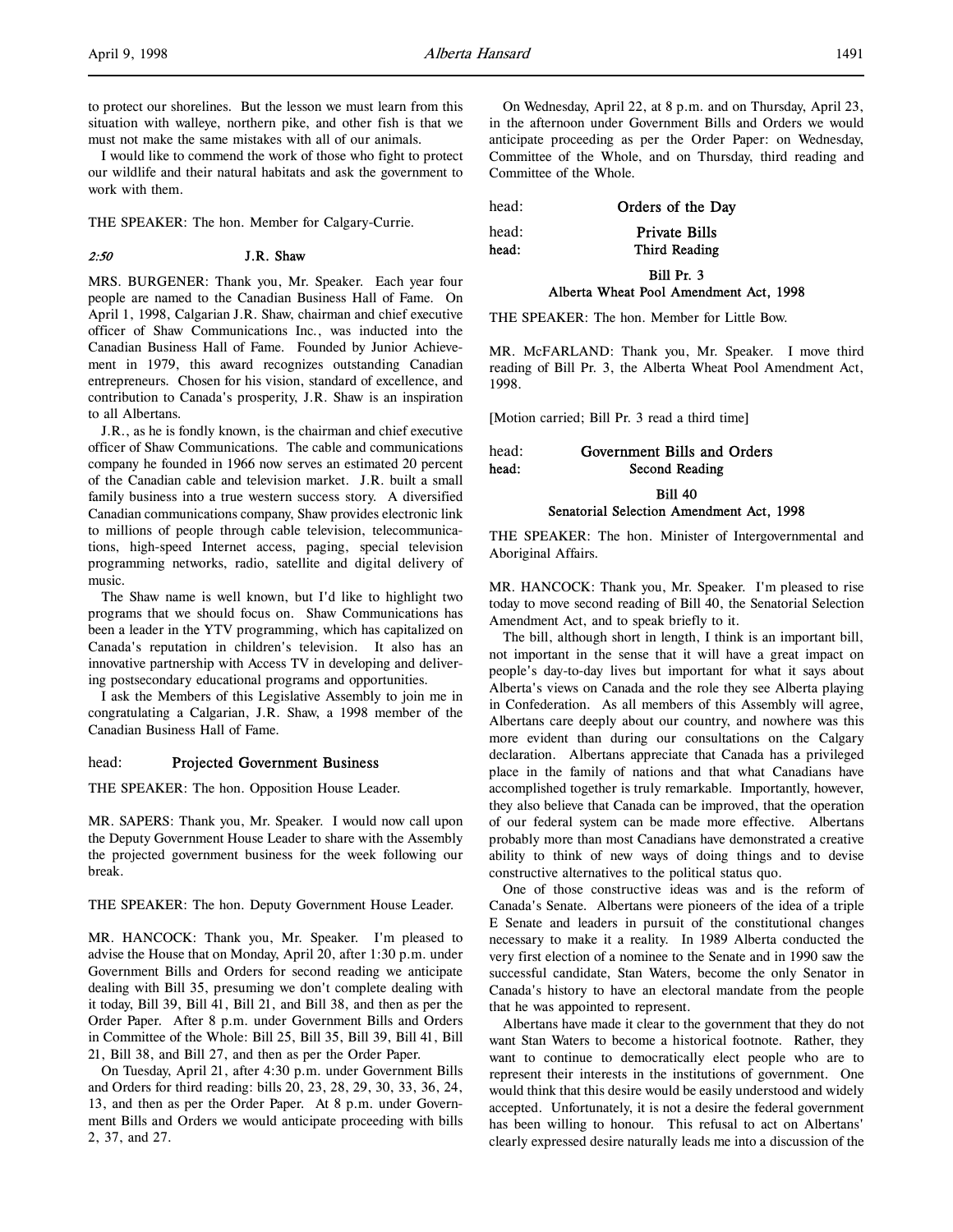to protect our shorelines. But the lesson we must learn from this situation with walleye, northern pike, and other fish is that we must not make the same mistakes with all of our animals.

I would like to commend the work of those who fight to protect our wildlife and their natural habitats and ask the government to work with them.

THE SPEAKER: The hon. Member for Calgary-Currie.

*2:50* **J.R. Shaw**

MRS. BURGENER: Thank you, Mr. Speaker. Each year four people are named to the Canadian Business Hall of Fame. On April 1, 1998, Calgarian J.R. Shaw, chairman and chief executive officer of Shaw Communications Inc., was inducted into the Canadian Business Hall of Fame. Founded by Junior Achievement in 1979, this award recognizes outstanding Canadian entrepreneurs. Chosen for his vision, standard of excellence, and contribution to Canada's prosperity, J.R. Shaw is an inspiration to all Albertans.

J.R., as he is fondly known, is the chairman and chief executive officer of Shaw Communications. The cable and communications company he founded in 1966 now serves an estimated 20 percent of the Canadian cable and television market. J.R. built a small family business into a true western success story. A diversified Canadian communications company, Shaw provides electronic link to millions of people through cable television, telecommunications, high-speed Internet access, paging, special television programming networks, radio, satellite and digital delivery of music.

The Shaw name is well known, but I'd like to highlight two programs that we should focus on. Shaw Communications has been a leader in the YTV programming, which has capitalized on Canada's reputation in children's television. It also has an innovative partnership with Access TV in developing and delivering postsecondary educational programs and opportunities.

I ask the Members of this Legislative Assembly to join me in congratulating a Calgarian, J.R. Shaw, a 1998 member of the Canadian Business Hall of Fame.

head: **Projected Government Business**

THE SPEAKER: The hon. Opposition House Leader.

MR. SAPERS: Thank you, Mr. Speaker. I would now call upon the Deputy Government House Leader to share with the Assembly the projected government business for the week following our break.

THE SPEAKER: The hon. Deputy Government House Leader.

MR. HANCOCK: Thank you, Mr. Speaker. I'm pleased to advise the House that on Monday, April 20, after 1:30 p.m. under Government Bills and Orders for second reading we anticipate dealing with Bill 35, presuming we don't complete dealing with it today, Bill 39, Bill 41, Bill 21, and Bill 38, and then as per the Order Paper. After 8 p.m. under Government Bills and Orders in Committee of the Whole: Bill 25, Bill 35, Bill 39, Bill 41, Bill 21, Bill 38, and Bill 27, and then as per the Order Paper.

On Tuesday, April 21, after 4:30 p.m. under Government Bills and Orders for third reading: bills 20, 23, 28, 29, 30, 33, 36, 24, 13, and then as per the Order Paper. At 8 p.m. under Government Bills and Orders we would anticipate proceeding with bills 2, 37, and 27.

On Wednesday, April 22, at 8 p.m. and on Thursday, April 23, in the afternoon under Government Bills and Orders we would anticipate proceeding as per the Order Paper: on Wednesday, Committee of the Whole, and on Thursday, third reading and Committee of the Whole.

head: **Orders of the Day**

head: **Private Bills**

head: **Third Reading**

**Bill Pr. 3**
**Alberta Wheat Pool Amendment Act, 1998**

THE SPEAKER: The hon. Member for Little Bow.

MR. McFARLAND: Thank you, Mr. Speaker. I move third reading of Bill Pr. 3, the Alberta Wheat Pool Amendment Act, 1998.

[Motion carried; Bill Pr. 3 read a third time]

head: **Government Bills and Orders**

head: **Second Reading**

**Bill 40**
**Senatorial Selection Amendment Act, 1998**

THE SPEAKER: The hon. Minister of Intergovernmental and Aboriginal Affairs.

MR. HANCOCK: Thank you, Mr. Speaker. I'm pleased to rise today to move second reading of Bill 40, the Senatorial Selection Amendment Act, and to speak briefly to it.

The bill, although short in length, I think is an important bill, not important in the sense that it will have a great impact on people's day-to-day lives but important for what it says about Alberta's views on Canada and the role they see Alberta playing in Confederation. As all members of this Assembly will agree, Albertans care deeply about our country, and nowhere was this more evident than during our consultations on the Calgary declaration. Albertans appreciate that Canada has a privileged place in the family of nations and that what Canadians have accomplished together is truly remarkable. Importantly, however, they also believe that Canada can be improved, that the operation of our federal system can be made more effective. Albertans probably more than most Canadians have demonstrated a creative ability to think of new ways of doing things and to devise constructive alternatives to the political status quo.

One of those constructive ideas was and is the reform of Canada's Senate. Albertans were pioneers of the idea of a triple E Senate and leaders in pursuit of the constitutional changes necessary to make it a reality. In 1989 Alberta conducted the very first election of a nominee to the Senate and in 1990 saw the successful candidate, Stan Waters, become the only Senator in Canada's history to have an electoral mandate from the people that he was appointed to represent.

Albertans have made it clear to the government that they do not want Stan Waters to become a historical footnote. Rather, they want to continue to democratically elect people who are to represent their interests in the institutions of government. One would think that this desire would be easily understood and widely accepted. Unfortunately, it is not a desire the federal government has been willing to honour. This refusal to act on Albertans' clearly expressed desire naturally leads me into a discussion of the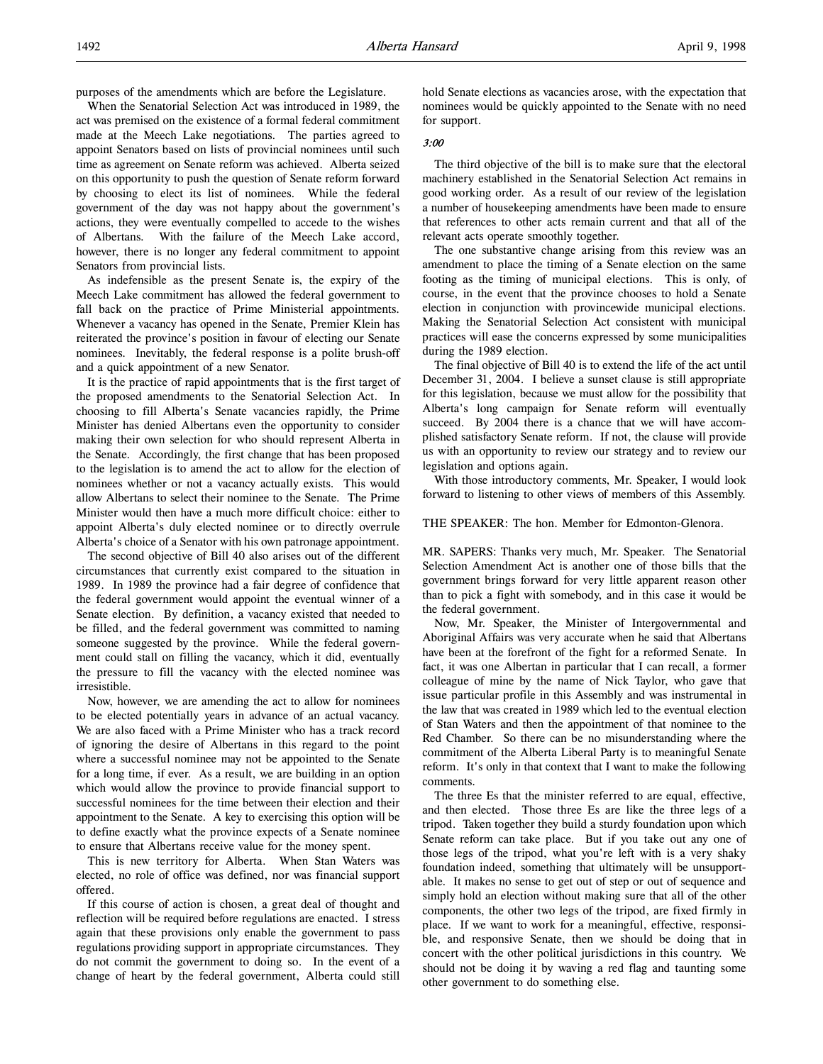purposes of the amendments which are before the Legislature.

When the Senatorial Selection Act was introduced in 1989, the act was premised on the existence of a formal federal commitment made at the Meech Lake negotiations. The parties agreed to appoint Senators based on lists of provincial nominees until such time as agreement on Senate reform was achieved. Alberta seized on this opportunity to push the question of Senate reform forward by choosing to elect its list of nominees. While the federal government of the day was not happy about the government's actions, they were eventually compelled to accede to the wishes of Albertans. With the failure of the Meech Lake accord, however, there is no longer any federal commitment to appoint Senators from provincial lists.

As indefensible as the present Senate is, the expiry of the Meech Lake commitment has allowed the federal government to fall back on the practice of Prime Ministerial appointments. Whenever a vacancy has opened in the Senate, Premier Klein has reiterated the province's position in favour of electing our Senate nominees. Inevitably, the federal response is a polite brush-off and a quick appointment of a new Senator.

It is the practice of rapid appointments that is the first target of the proposed amendments to the Senatorial Selection Act. In choosing to fill Alberta's Senate vacancies rapidly, the Prime Minister has denied Albertans even the opportunity to consider making their own selection for who should represent Alberta in the Senate. Accordingly, the first change that has been proposed to the legislation is to amend the act to allow for the election of nominees whether or not a vacancy actually exists. This would allow Albertans to select their nominee to the Senate. The Prime Minister would then have a much more difficult choice: either to appoint Alberta's duly elected nominee or to directly overrule Alberta's choice of a Senator with his own patronage appointment.

The second objective of Bill 40 also arises out of the different circumstances that currently exist compared to the situation in 1989. In 1989 the province had a fair degree of confidence that the federal government would appoint the eventual winner of a Senate election. By definition, a vacancy existed that needed to be filled, and the federal government was committed to naming someone suggested by the province. While the federal government could stall on filling the vacancy, which it did, eventually the pressure to fill the vacancy with the elected nominee was irresistible.

Now, however, we are amending the act to allow for nominees to be elected potentially years in advance of an actual vacancy. We are also faced with a Prime Minister who has a track record of ignoring the desire of Albertans in this regard to the point where a successful nominee may not be appointed to the Senate for a long time, if ever. As a result, we are building in an option which would allow the province to provide financial support to successful nominees for the time between their election and their appointment to the Senate. A key to exercising this option will be to define exactly what the province expects of a Senate nominee to ensure that Albertans receive value for the money spent.

This is new territory for Alberta. When Stan Waters was elected, no role of office was defined, nor was financial support offered.

If this course of action is chosen, a great deal of thought and reflection will be required before regulations are enacted. I stress again that these provisions only enable the government to pass regulations providing support in appropriate circumstances. They do not commit the government to doing so. In the event of a change of heart by the federal government, Alberta could still hold Senate elections as vacancies arose, with the expectation that nominees would be quickly appointed to the Senate with no need for support.

*3:00*

The third objective of the bill is to make sure that the electoral machinery established in the Senatorial Selection Act remains in good working order. As a result of our review of the legislation a number of housekeeping amendments have been made to ensure that references to other acts remain current and that all of the relevant acts operate smoothly together.

The one substantive change arising from this review was an amendment to place the timing of a Senate election on the same footing as the timing of municipal elections. This is only, of course, in the event that the province chooses to hold a Senate election in conjunction with provincewide municipal elections. Making the Senatorial Selection Act consistent with municipal practices will ease the concerns expressed by some municipalities during the 1989 election.

The final objective of Bill 40 is to extend the life of the act until December 31, 2004. I believe a sunset clause is still appropriate for this legislation, because we must allow for the possibility that Alberta's long campaign for Senate reform will eventually succeed. By 2004 there is a chance that we will have accomplished satisfactory Senate reform. If not, the clause will provide us with an opportunity to review our strategy and to review our legislation and options again.

With those introductory comments, Mr. Speaker, I would look forward to listening to other views of members of this Assembly.

THE SPEAKER: The hon. Member for Edmonton-Glenora.

MR. SAPERS: Thanks very much, Mr. Speaker. The Senatorial Selection Amendment Act is another one of those bills that the government brings forward for very little apparent reason other than to pick a fight with somebody, and in this case it would be the federal government.

Now, Mr. Speaker, the Minister of Intergovernmental and Aboriginal Affairs was very accurate when he said that Albertans have been at the forefront of the fight for a reformed Senate. In fact, it was one Albertan in particular that I can recall, a former colleague of mine by the name of Nick Taylor, who gave that issue particular profile in this Assembly and was instrumental in the law that was created in 1989 which led to the eventual election of Stan Waters and then the appointment of that nominee to the Red Chamber. So there can be no misunderstanding where the commitment of the Alberta Liberal Party is to meaningful Senate reform. It's only in that context that I want to make the following comments.

The three Es that the minister referred to are equal, effective, and then elected. Those three Es are like the three legs of a tripod. Taken together they build a sturdy foundation upon which Senate reform can take place. But if you take out any one of those legs of the tripod, what you're left with is a very shaky foundation indeed, something that ultimately will be unsupportable. It makes no sense to get out of step or out of sequence and simply hold an election without making sure that all of the other components, the other two legs of the tripod, are fixed firmly in place. If we want to work for a meaningful, effective, responsible, and responsive Senate, then we should be doing that in concert with the other political jurisdictions in this country. We should not be doing it by waving a red flag and taunting some other government to do something else.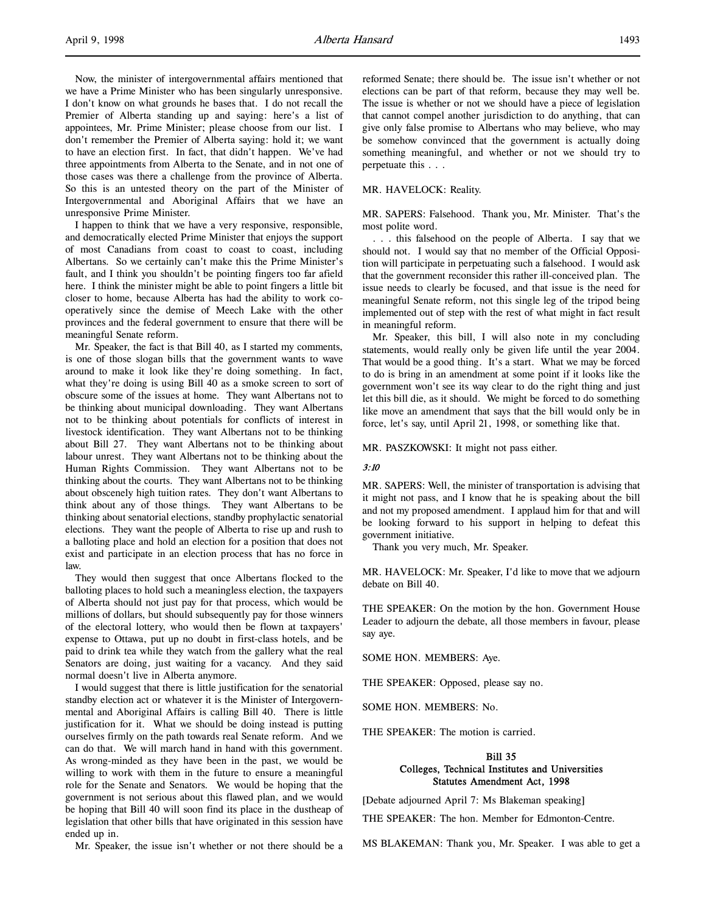Now, the minister of intergovernmental affairs mentioned that we have a Prime Minister who has been singularly unresponsive. I don't know on what grounds he bases that. I do not recall the Premier of Alberta standing up and saying: here's a list of appointees, Mr. Prime Minister; please choose from our list. I don't remember the Premier of Alberta saying: hold it; we want to have an election first. In fact, that didn't happen. We've had three appointments from Alberta to the Senate, and in not one of those cases was there a challenge from the province of Alberta. So this is an untested theory on the part of the Minister of Intergovernmental and Aboriginal Affairs that we have an unresponsive Prime Minister.

I happen to think that we have a very responsive, responsible, and democratically elected Prime Minister that enjoys the support of most Canadians from coast to coast to coast, including Albertans. So we certainly can't make this the Prime Minister's fault, and I think you shouldn't be pointing fingers too far afield here. I think the minister might be able to point fingers a little bit closer to home, because Alberta has had the ability to work cooperatively since the demise of Meech Lake with the other provinces and the federal government to ensure that there will be meaningful Senate reform.

Mr. Speaker, the fact is that Bill 40, as I started my comments, is one of those slogan bills that the government wants to wave around to make it look like they're doing something. In fact, what they're doing is using Bill 40 as a smoke screen to sort of obscure some of the issues at home. They want Albertans not to be thinking about municipal downloading. They want Albertans not to be thinking about potentials for conflicts of interest in livestock identification. They want Albertans not to be thinking about Bill 27. They want Albertans not to be thinking about labour unrest. They want Albertans not to be thinking about the Human Rights Commission. They want Albertans not to be thinking about the courts. They want Albertans not to be thinking about obscenely high tuition rates. They don't want Albertans to think about any of those things. They want Albertans to be thinking about senatorial elections, standby prophylactic senatorial elections. They want the people of Alberta to rise up and rush to a balloting place and hold an election for a position that does not exist and participate in an election process that has no force in law.

They would then suggest that once Albertans flocked to the balloting places to hold such a meaningless election, the taxpayers of Alberta should not just pay for that process, which would be millions of dollars, but should subsequently pay for those winners of the electoral lottery, who would then be flown at taxpayers' expense to Ottawa, put up no doubt in first-class hotels, and be paid to drink tea while they watch from the gallery what the real Senators are doing, just waiting for a vacancy. And they said normal doesn't live in Alberta anymore.

I would suggest that there is little justification for the senatorial standby election act or whatever it is the Minister of Intergovernmental and Aboriginal Affairs is calling Bill 40. There is little justification for it. What we should be doing instead is putting ourselves firmly on the path towards real Senate reform. And we can do that. We will march hand in hand with this government. As wrong-minded as they have been in the past, we would be willing to work with them in the future to ensure a meaningful role for the Senate and Senators. We would be hoping that the government is not serious about this flawed plan, and we would be hoping that Bill 40 will soon find its place in the dustheap of legislation that other bills that have originated in this session have ended up in.

Mr. Speaker, the issue isn't whether or not there should be a reformed Senate; there should be. The issue isn't whether or not elections can be part of that reform, because they may well be. The issue is whether or not we should have a piece of legislation that cannot compel another jurisdiction to do anything, that can give only false promise to Albertans who may believe, who may be somehow convinced that the government is actually doing something meaningful, and whether or not we should try to perpetuate this . . .

MR. HAVELOCK: Reality.

MR. SAPERS: Falsehood. Thank you, Mr. Minister. That's the most polite word.

. . . this falsehood on the people of Alberta. I say that we should not. I would say that no member of the Official Opposition will participate in perpetuating such a falsehood. I would ask that the government reconsider this rather ill-conceived plan. The issue needs to clearly be focused, and that issue is the need for meaningful Senate reform, not this single leg of the tripod being implemented out of step with the rest of what might in fact result in meaningful reform.

Mr. Speaker, this bill, I will also note in my concluding statements, would really only be given life until the year 2004. That would be a good thing. It's a start. What we may be forced to do is bring in an amendment at some point if it looks like the government won't see its way clear to do the right thing and just let this bill die, as it should. We might be forced to do something like move an amendment that says that the bill would only be in force, let's say, until April 21, 1998, or something like that.

MR. PASZKOWSKI: It might not pass either.

*3:10*

MR. SAPERS: Well, the minister of transportation is advising that it might not pass, and I know that he is speaking about the bill and not my proposed amendment. I applaud him for that and will be looking forward to his support in helping to defeat this government initiative.

Thank you very much, Mr. Speaker.

MR. HAVELOCK: Mr. Speaker, I'd like to move that we adjourn debate on Bill 40.

THE SPEAKER: On the motion by the hon. Government House Leader to adjourn the debate, all those members in favour, please say aye.

SOME HON. MEMBERS: Aye.

THE SPEAKER: Opposed, please say no.

SOME HON. MEMBERS: No.

THE SPEAKER: The motion is carried.

## Bill 35
## Colleges, Technical Institutes and Universities Statutes Amendment Act, 1998

[Debate adjourned April 7: Ms Blakeman speaking]

THE SPEAKER: The hon. Member for Edmonton-Centre.

MS BLAKEMAN: Thank you, Mr. Speaker. I was able to get a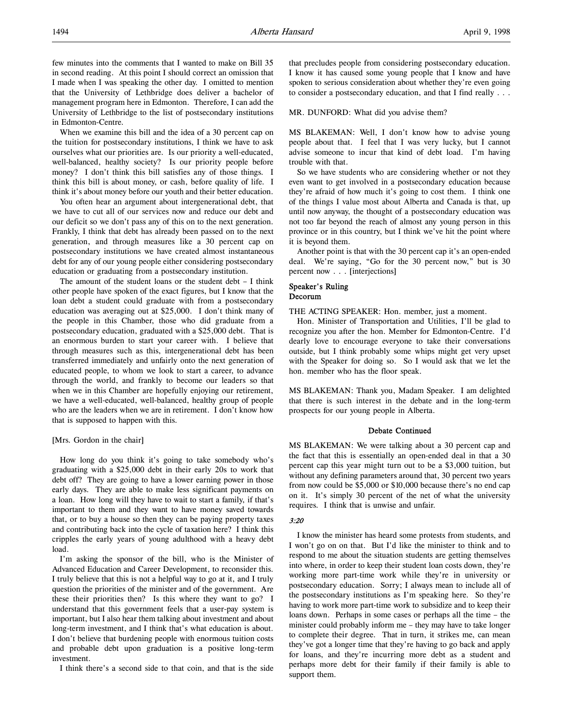few minutes into the comments that I wanted to make on Bill 35 in second reading. At this point I should correct an omission that I made when I was speaking the other day. I omitted to mention that the University of Lethbridge does deliver a bachelor of management program here in Edmonton. Therefore, I can add the University of Lethbridge to the list of postsecondary institutions in Edmonton-Centre.

When we examine this bill and the idea of a 30 percent cap on the tuition for postsecondary institutions, I think we have to ask ourselves what our priorities are. Is our priority a well-educated, well-balanced, healthy society? Is our priority people before money? I don't think this bill satisfies any of those things. I think this bill is about money, or cash, before quality of life. I think it's about money before our youth and their better education.

You often hear an argument about intergenerational debt, that we have to cut all of our services now and reduce our debt and our deficit so we don't pass any of this on to the next generation. Frankly, I think that debt has already been passed on to the next generation, and through measures like a 30 percent cap on postsecondary institutions we have created almost instantaneous debt for any of our young people either considering postsecondary education or graduating from a postsecondary institution.

The amount of the student loans or the student debt – I think other people have spoken of the exact figures, but I know that the loan debt a student could graduate with from a postsecondary education was averaging out at $25,000. I don't think many of the people in this Chamber, those who did graduate from a postsecondary education, graduated with a $25,000 debt. That is an enormous burden to start your career with. I believe that through measures such as this, intergenerational debt has been transferred immediately and unfairly onto the next generation of educated people, to whom we look to start a career, to advance through the world, and frankly to become our leaders so that when we in this Chamber are hopefully enjoying our retirement, we have a well-educated, well-balanced, healthy group of people who are the leaders when we are in retirement. I don't know how that is supposed to happen with this.

[Mrs. Gordon in the chair]

How long do you think it's going to take somebody who's graduating with a $25,000 debt in their early 20s to work that debt off? They are going to have a lower earning power in those early days. They are able to make less significant payments on a loan. How long will they have to wait to start a family, if that's important to them and they want to have money saved towards that, or to buy a house so then they can be paying property taxes and contributing back into the cycle of taxation here? I think this cripples the early years of young adulthood with a heavy debt load.

I'm asking the sponsor of the bill, who is the Minister of Advanced Education and Career Development, to reconsider this. I truly believe that this is not a helpful way to go at it, and I truly question the priorities of the minister and of the government. Are these their priorities then? Is this where they want to go? I understand that this government feels that a user-pay system is important, but I also hear them talking about investment and about long-term investment, and I think that's what education is about. I don't believe that burdening people with enormous tuition costs and probable debt upon graduation is a positive long-term investment.

I think there's a second side to that coin, and that is the side that precludes people from considering postsecondary education. I know it has caused some young people that I know and have spoken to serious consideration about whether they're even going to consider a postsecondary education, and that I find really . . .

MR. DUNFORD: What did you advise them?

MS BLAKEMAN: Well, I don't know how to advise young people about that. I feel that I was very lucky, but I cannot advise someone to incur that kind of debt load. I'm having trouble with that.

So we have students who are considering whether or not they even want to get involved in a postsecondary education because they're afraid of how much it's going to cost them. I think one of the things I value most about Alberta and Canada is that, up until now anyway, the thought of a postsecondary education was not too far beyond the reach of almost any young person in this province or in this country, but I think we've hit the point where it is beyond them.

Another point is that with the 30 percent cap it's an open-ended deal. We're saying, "Go for the 30 percent now," but is 30 percent now . . . [interjections]

### Speaker's Ruling
### Decorum

THE ACTING SPEAKER: Hon. member, just a moment.

Hon. Minister of Transportation and Utilities, I'll be glad to recognize you after the hon. Member for Edmonton-Centre. I'd dearly love to encourage everyone to take their conversations outside, but I think probably some whips might get very upset with the Speaker for doing so. So I would ask that we let the hon. member who has the floor speak.

MS BLAKEMAN: Thank you, Madam Speaker. I am delighted that there is such interest in the debate and in the long-term prospects for our young people in Alberta.

### Debate Continued

MS BLAKEMAN: We were talking about a 30 percent cap and the fact that this is essentially an open-ended deal in that a 30 percent cap this year might turn out to be a $3,000 tuition, but without any defining parameters around that, 30 percent two years from now could be $5,000 or $10,000 because there's no end cap on it. It's simply 30 percent of the net of what the university requires. I think that is unwise and unfair.

*3:20*

I know the minister has heard some protests from students, and I won't go on on that. But I'd like the minister to think and to respond to me about the situation students are getting themselves into where, in order to keep their student loan costs down, they're working more part-time work while they're in university or postsecondary education. Sorry; I always mean to include all of the postsecondary institutions as I'm speaking here. So they're having to work more part-time work to subsidize and to keep their loans down. Perhaps in some cases or perhaps all the time – the minister could probably inform me – they may have to take longer to complete their degree. That in turn, it strikes me, can mean they've got a longer time that they're having to go back and apply for loans, and they're incurring more debt as a student and perhaps more debt for their family if their family is able to support them.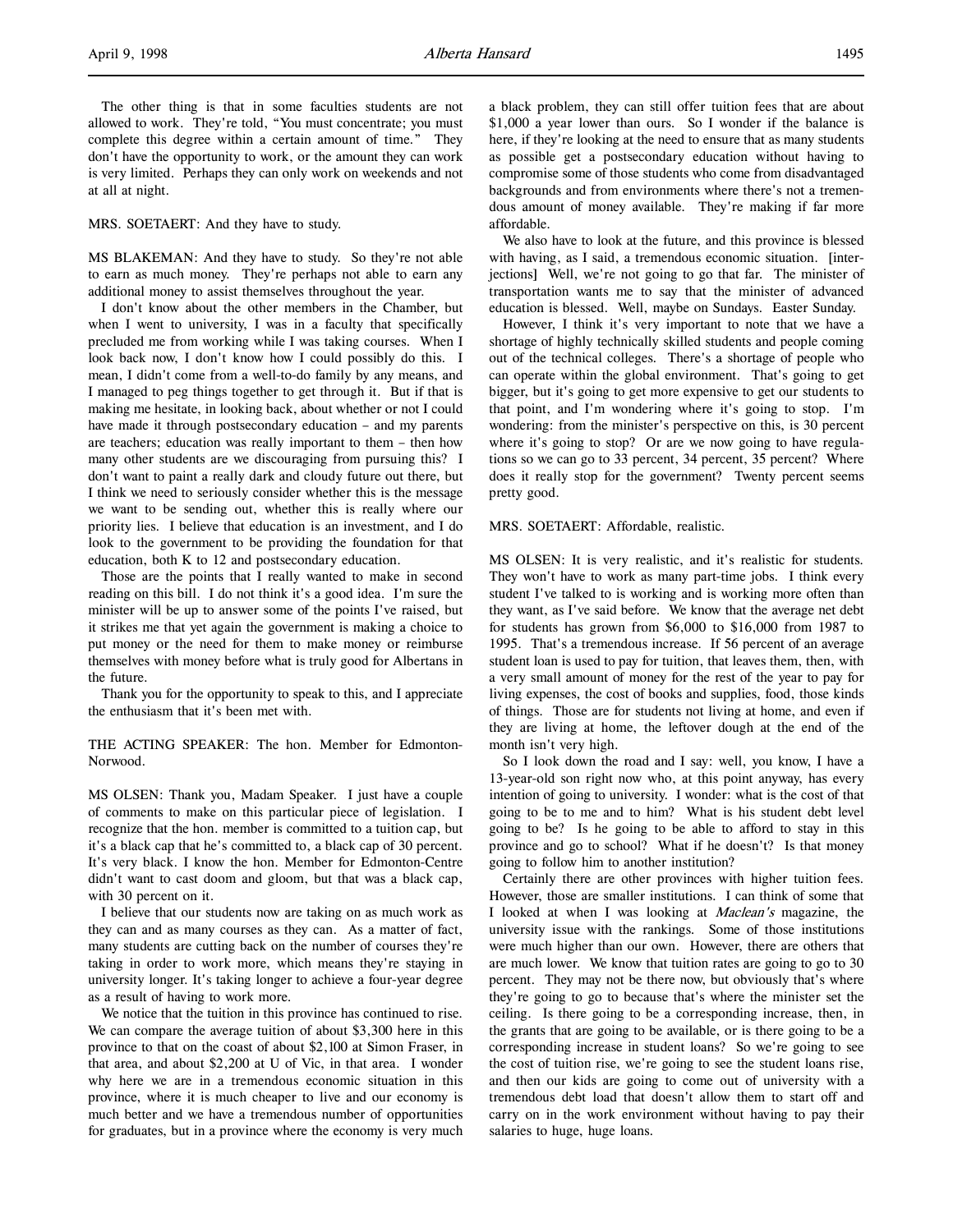The other thing is that in some faculties students are not allowed to work. They're told, "You must concentrate; you must complete this degree within a certain amount of time." They don't have the opportunity to work, or the amount they can work is very limited. Perhaps they can only work on weekends and not at all at night.

MRS. SOETAERT: And they have to study.

MS BLAKEMAN: And they have to study. So they're not able to earn as much money. They're perhaps not able to earn any additional money to assist themselves throughout the year.

I don't know about the other members in the Chamber, but when I went to university, I was in a faculty that specifically precluded me from working while I was taking courses. When I look back now, I don't know how I could possibly do this. I mean, I didn't come from a well-to-do family by any means, and I managed to peg things together to get through it. But if that is making me hesitate, in looking back, about whether or not I could have made it through postsecondary education – and my parents are teachers; education was really important to them – then how many other students are we discouraging from pursuing this? I don't want to paint a really dark and cloudy future out there, but I think we need to seriously consider whether this is the message we want to be sending out, whether this is really where our priority lies. I believe that education is an investment, and I do look to the government to be providing the foundation for that education, both K to 12 and postsecondary education.

Those are the points that I really wanted to make in second reading on this bill. I do not think it's a good idea. I'm sure the minister will be up to answer some of the points I've raised, but it strikes me that yet again the government is making a choice to put money or the need for them to make money or reimburse themselves with money before what is truly good for Albertans in the future.

Thank you for the opportunity to speak to this, and I appreciate the enthusiasm that it's been met with.

THE ACTING SPEAKER: The hon. Member for Edmonton-Norwood.

MS OLSEN: Thank you, Madam Speaker. I just have a couple of comments to make on this particular piece of legislation. I recognize that the hon. member is committed to a tuition cap, but it's a black cap that he's committed to, a black cap of 30 percent. It's very black. I know the hon. Member for Edmonton-Centre didn't want to cast doom and gloom, but that was a black cap, with 30 percent on it.

I believe that our students now are taking on as much work as they can and as many courses as they can. As a matter of fact, many students are cutting back on the number of courses they're taking in order to work more, which means they're staying in university longer. It's taking longer to achieve a four-year degree as a result of having to work more.

We notice that the tuition in this province has continued to rise. We can compare the average tuition of about $3,300 here in this province to that on the coast of about $2,100 at Simon Fraser, in that area, and about $2,200 at U of Vic, in that area. I wonder why here we are in a tremendous economic situation in this province, where it is much cheaper to live and our economy is much better and we have a tremendous number of opportunities for graduates, but in a province where the economy is very much a black problem, they can still offer tuition fees that are about $1,000 a year lower than ours. So I wonder if the balance is here, if they're looking at the need to ensure that as many students as possible get a postsecondary education without having to compromise some of those students who come from disadvantaged backgrounds and from environments where there's not a tremendous amount of money available. They're making if far more affordable.

We also have to look at the future, and this province is blessed with having, as I said, a tremendous economic situation. [interjections] Well, we're not going to go that far. The minister of transportation wants me to say that the minister of advanced education is blessed. Well, maybe on Sundays. Easter Sunday.

However, I think it's very important to note that we have a shortage of highly technically skilled students and people coming out of the technical colleges. There's a shortage of people who can operate within the global environment. That's going to get bigger, but it's going to get more expensive to get our students to that point, and I'm wondering where it's going to stop. I'm wondering: from the minister's perspective on this, is 30 percent where it's going to stop? Or are we now going to have regulations so we can go to 33 percent, 34 percent, 35 percent? Where does it really stop for the government? Twenty percent seems pretty good.

MRS. SOETAERT: Affordable, realistic.

MS OLSEN: It is very realistic, and it's realistic for students. They won't have to work as many part-time jobs. I think every student I've talked to is working and is working more often than they want, as I've said before. We know that the average net debt for students has grown from $6,000 to $16,000 from 1987 to 1995. That's a tremendous increase. If 56 percent of an average student loan is used to pay for tuition, that leaves them, then, with a very small amount of money for the rest of the year to pay for living expenses, the cost of books and supplies, food, those kinds of things. Those are for students not living at home, and even if they are living at home, the leftover dough at the end of the month isn't very high.

So I look down the road and I say: well, you know, I have a 13-year-old son right now who, at this point anyway, has every intention of going to university. I wonder: what is the cost of that going to be to me and to him? What is his student debt level going to be? Is he going to be able to afford to stay in this province and go to school? What if he doesn't? Is that money going to follow him to another institution?

Certainly there are other provinces with higher tuition fees. However, those are smaller institutions. I can think of some that I looked at when I was looking at *Maclean's* magazine, the university issue with the rankings. Some of those institutions were much higher than our own. However, there are others that are much lower. We know that tuition rates are going to go to 30 percent. They may not be there now, but obviously that's where they're going to go to because that's where the minister set the ceiling. Is there going to be a corresponding increase, then, in the grants that are going to be available, or is there going to be a corresponding increase in student loans? So we're going to see the cost of tuition rise, we're going to see the student loans rise, and then our kids are going to come out of university with a tremendous debt load that doesn't allow them to start off and carry on in the work environment without having to pay their salaries to huge, huge loans.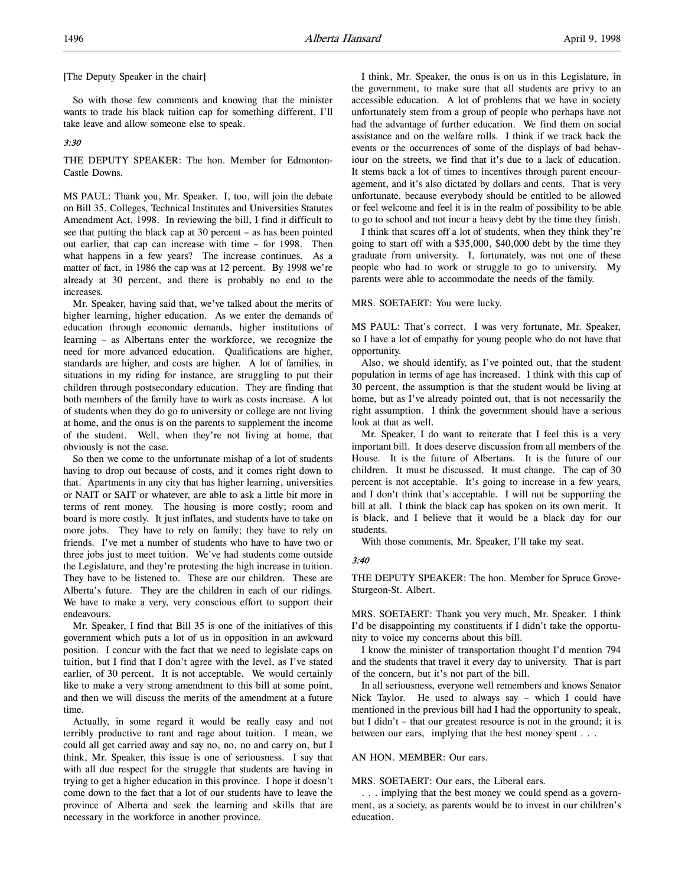[The Deputy Speaker in the chair]

So with those few comments and knowing that the minister wants to trade his black tuition cap for something different, I'll take leave and allow someone else to speak.

*3:30*

THE DEPUTY SPEAKER: The hon. Member for Edmonton-Castle Downs.

MS PAUL: Thank you, Mr. Speaker. I, too, will join the debate on Bill 35, Colleges, Technical Institutes and Universities Statutes Amendment Act, 1998. In reviewing the bill, I find it difficult to see that putting the black cap at 30 percent – as has been pointed out earlier, that cap can increase with time – for 1998. Then what happens in a few years? The increase continues. As a matter of fact, in 1986 the cap was at 12 percent. By 1998 we're already at 30 percent, and there is probably no end to the increases.

Mr. Speaker, having said that, we've talked about the merits of higher learning, higher education. As we enter the demands of education through economic demands, higher institutions of learning – as Albertans enter the workforce, we recognize the need for more advanced education. Qualifications are higher, standards are higher, and costs are higher. A lot of families, in situations in my riding for instance, are struggling to put their children through postsecondary education. They are finding that both members of the family have to work as costs increase. A lot of students when they do go to university or college are not living at home, and the onus is on the parents to supplement the income of the student. Well, when they're not living at home, that obviously is not the case.

So then we come to the unfortunate mishap of a lot of students having to drop out because of costs, and it comes right down to that. Apartments in any city that has higher learning, universities or NAIT or SAIT or whatever, are able to ask a little bit more in terms of rent money. The housing is more costly; room and board is more costly. It just inflates, and students have to take on more jobs. They have to rely on family; they have to rely on friends. I've met a number of students who have to have two or three jobs just to meet tuition. We've had students come outside the Legislature, and they're protesting the high increase in tuition. They have to be listened to. These are our children. These are Alberta's future. They are the children in each of our ridings. We have to make a very, very conscious effort to support their endeavours.

Mr. Speaker, I find that Bill 35 is one of the initiatives of this government which puts a lot of us in opposition in an awkward position. I concur with the fact that we need to legislate caps on tuition, but I find that I don't agree with the level, as I've stated earlier, of 30 percent. It is not acceptable. We would certainly like to make a very strong amendment to this bill at some point, and then we will discuss the merits of the amendment at a future time.

Actually, in some regard it would be really easy and not terribly productive to rant and rage about tuition. I mean, we could all get carried away and say no, no, no and carry on, but I think, Mr. Speaker, this issue is one of seriousness. I say that with all due respect for the struggle that students are having in trying to get a higher education in this province. I hope it doesn't come down to the fact that a lot of our students have to leave the province of Alberta and seek the learning and skills that are necessary in the workforce in another province.

I think, Mr. Speaker, the onus is on us in this Legislature, in the government, to make sure that all students are privy to an accessible education. A lot of problems that we have in society unfortunately stem from a group of people who perhaps have not had the advantage of further education. We find them on social assistance and on the welfare rolls. I think if we track back the events or the occurrences of some of the displays of bad behaviour on the streets, we find that it's due to a lack of education. It stems back a lot of times to incentives through parent encouragement, and it's also dictated by dollars and cents. That is very unfortunate, because everybody should be entitled to be allowed or feel welcome and feel it is in the realm of possibility to be able to go to school and not incur a heavy debt by the time they finish.

I think that scares off a lot of students, when they think they're going to start off with a $35,000, $40,000 debt by the time they graduate from university. I, fortunately, was not one of these people who had to work or struggle to go to university. My parents were able to accommodate the needs of the family.

MRS. SOETAERT: You were lucky.

MS PAUL: That's correct. I was very fortunate, Mr. Speaker, so I have a lot of empathy for young people who do not have that opportunity.

Also, we should identify, as I've pointed out, that the student population in terms of age has increased. I think with this cap of 30 percent, the assumption is that the student would be living at home, but as I've already pointed out, that is not necessarily the right assumption. I think the government should have a serious look at that as well.

Mr. Speaker, I do want to reiterate that I feel this is a very important bill. It does deserve discussion from all members of the House. It is the future of Albertans. It is the future of our children. It must be discussed. It must change. The cap of 30 percent is not acceptable. It's going to increase in a few years, and I don't think that's acceptable. I will not be supporting the bill at all. I think the black cap has spoken on its own merit. It is black, and I believe that it would be a black day for our students.

With those comments, Mr. Speaker, I'll take my seat.

*3:40*

THE DEPUTY SPEAKER: The hon. Member for Spruce Grove-Sturgeon-St. Albert.

MRS. SOETAERT: Thank you very much, Mr. Speaker. I think I'd be disappointing my constituents if I didn't take the opportunity to voice my concerns about this bill.

I know the minister of transportation thought I'd mention 794 and the students that travel it every day to university. That is part of the concern, but it's not part of the bill.

In all seriousness, everyone well remembers and knows Senator Nick Taylor. He used to always say – which I could have mentioned in the previous bill had I had the opportunity to speak, but I didn't – that our greatest resource is not in the ground; it is between our ears, implying that the best money spent . . .

AN HON. MEMBER: Our ears.

MRS. SOETAERT: Our ears, the Liberal ears.

. . . implying that the best money we could spend as a government, as a society, as parents would be to invest in our children's education.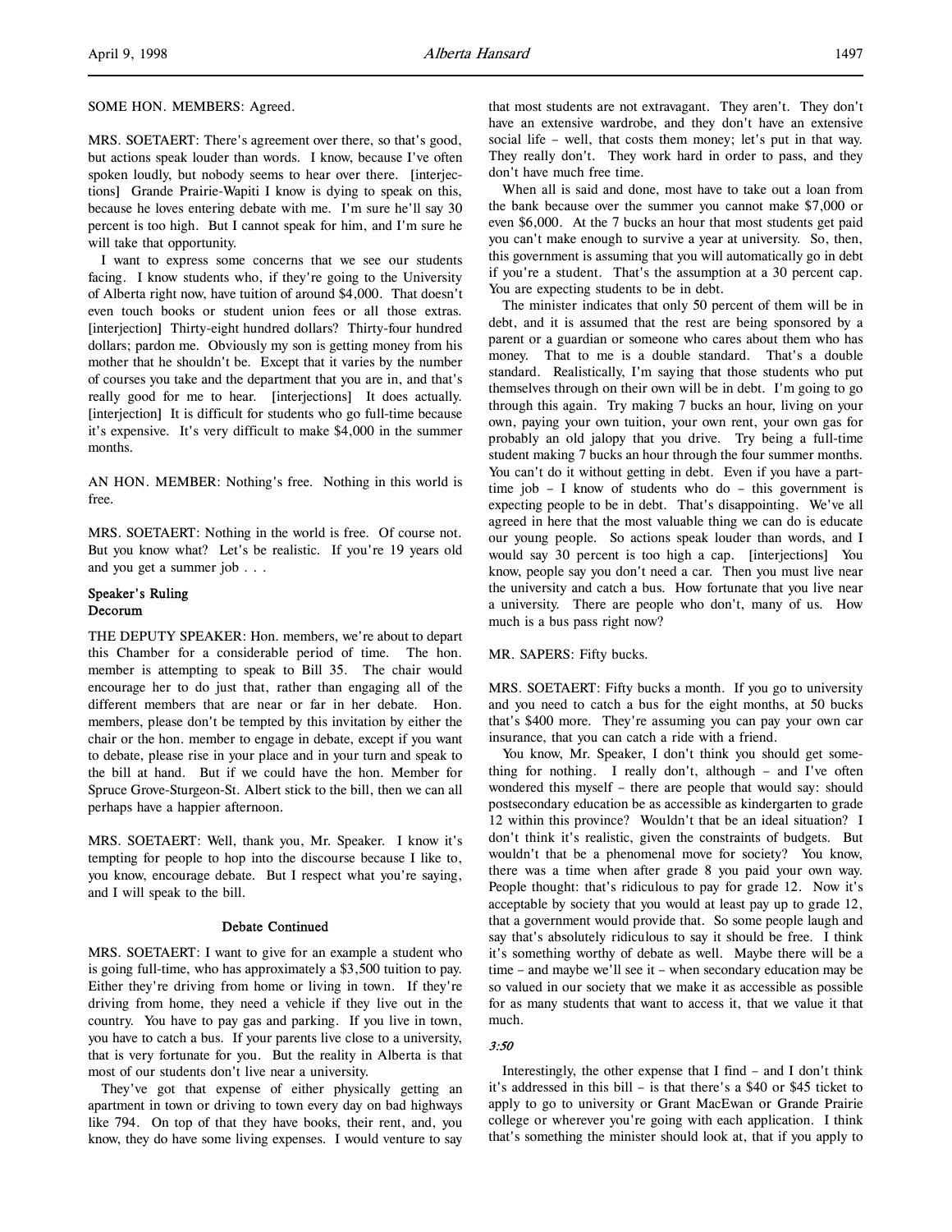SOME HON. MEMBERS: Agreed.

MRS. SOETAERT: There's agreement over there, so that's good, but actions speak louder than words. I know, because I've often spoken loudly, but nobody seems to hear over there. [interjections] Grande Prairie-Wapiti I know is dying to speak on this, because he loves entering debate with me. I'm sure he'll say 30 percent is too high. But I cannot speak for him, and I'm sure he will take that opportunity.

I want to express some concerns that we see our students facing. I know students who, if they're going to the University of Alberta right now, have tuition of around $4,000. That doesn't even touch books or student union fees or all those extras. [interjection] Thirty-eight hundred dollars? Thirty-four hundred dollars; pardon me. Obviously my son is getting money from his mother that he shouldn't be. Except that it varies by the number of courses you take and the department that you are in, and that's really good for me to hear. [interjections] It does actually. [interjection] It is difficult for students who go full-time because it's expensive. It's very difficult to make $4,000 in the summer months.

AN HON. MEMBER: Nothing's free. Nothing in this world is free.

MRS. SOETAERT: Nothing in the world is free. Of course not. But you know what? Let's be realistic. If you're 19 years old and you get a summer job . . .

### Speaker's Ruling
### Decorum

THE DEPUTY SPEAKER: Hon. members, we're about to depart this Chamber for a considerable period of time. The hon. member is attempting to speak to Bill 35. The chair would encourage her to do just that, rather than engaging all of the different members that are near or far in her debate. Hon. members, please don't be tempted by this invitation by either the chair or the hon. member to engage in debate, except if you want to debate, please rise in your place and in your turn and speak to the bill at hand. But if we could have the hon. Member for Spruce Grove-Sturgeon-St. Albert stick to the bill, then we can all perhaps have a happier afternoon.

MRS. SOETAERT: Well, thank you, Mr. Speaker. I know it's tempting for people to hop into the discourse because I like to, you know, encourage debate. But I respect what you're saying, and I will speak to the bill.

### Debate Continued

MRS. SOETAERT: I want to give for an example a student who is going full-time, who has approximately a $3,500 tuition to pay. Either they're driving from home or living in town. If they're driving from home, they need a vehicle if they live out in the country. You have to pay gas and parking. If you live in town, you have to catch a bus. If your parents live close to a university, that is very fortunate for you. But the reality in Alberta is that most of our students don't live near a university.

They've got that expense of either physically getting an apartment in town or driving to town every day on bad highways like 794. On top of that they have books, their rent, and, you know, they do have some living expenses. I would venture to say that most students are not extravagant. They aren't. They don't have an extensive wardrobe, and they don't have an extensive social life – well, that costs them money; let's put in that way. They really don't. They work hard in order to pass, and they don't have much free time.

When all is said and done, most have to take out a loan from the bank because over the summer you cannot make $7,000 or even $6,000. At the 7 bucks an hour that most students get paid you can't make enough to survive a year at university. So, then, this government is assuming that you will automatically go in debt if you're a student. That's the assumption at a 30 percent cap. You are expecting students to be in debt.

The minister indicates that only 50 percent of them will be in debt, and it is assumed that the rest are being sponsored by a parent or a guardian or someone who cares about them who has money. That to me is a double standard. That's a double standard. Realistically, I'm saying that those students who put themselves through on their own will be in debt. I'm going to go through this again. Try making 7 bucks an hour, living on your own, paying your own tuition, your own rent, your own gas for probably an old jalopy that you drive. Try being a full-time student making 7 bucks an hour through the four summer months. You can't do it without getting in debt. Even if you have a part-time job – I know of students who do – this government is expecting people to be in debt. That's disappointing. We've all agreed in here that the most valuable thing we can do is educate our young people. So actions speak louder than words, and I would say 30 percent is too high a cap. [interjections] You know, people say you don't need a car. Then you must live near the university and catch a bus. How fortunate that you live near a university. There are people who don't, many of us. How much is a bus pass right now?

MR. SAPERS: Fifty bucks.

MRS. SOETAERT: Fifty bucks a month. If you go to university and you need to catch a bus for the eight months, at 50 bucks that's $400 more. They're assuming you can pay your own car insurance, that you can catch a ride with a friend.

You know, Mr. Speaker, I don't think you should get something for nothing. I really don't, although – and I've often wondered this myself – there are people that would say: should postsecondary education be as accessible as kindergarten to grade 12 within this province? Wouldn't that be an ideal situation? I don't think it's realistic, given the constraints of budgets. But wouldn't that be a phenomenal move for society? You know, there was a time when after grade 8 you paid your own way. People thought: that's ridiculous to pay for grade 12. Now it's acceptable by society that you would at least pay up to grade 12, that a government would provide that. So some people laugh and say that's absolutely ridiculous to say it should be free. I think it's something worthy of debate as well. Maybe there will be a time – and maybe we'll see it – when secondary education may be so valued in our society that we make it as accessible as possible for as many students that want to access it, that we value it that much.

*3:50*

Interestingly, the other expense that I find – and I don't think it's addressed in this bill – is that there's a $40 or $45 ticket to apply to go to university or Grant MacEwan or Grande Prairie college or wherever you're going with each application. I think that's something the minister should look at, that if you apply to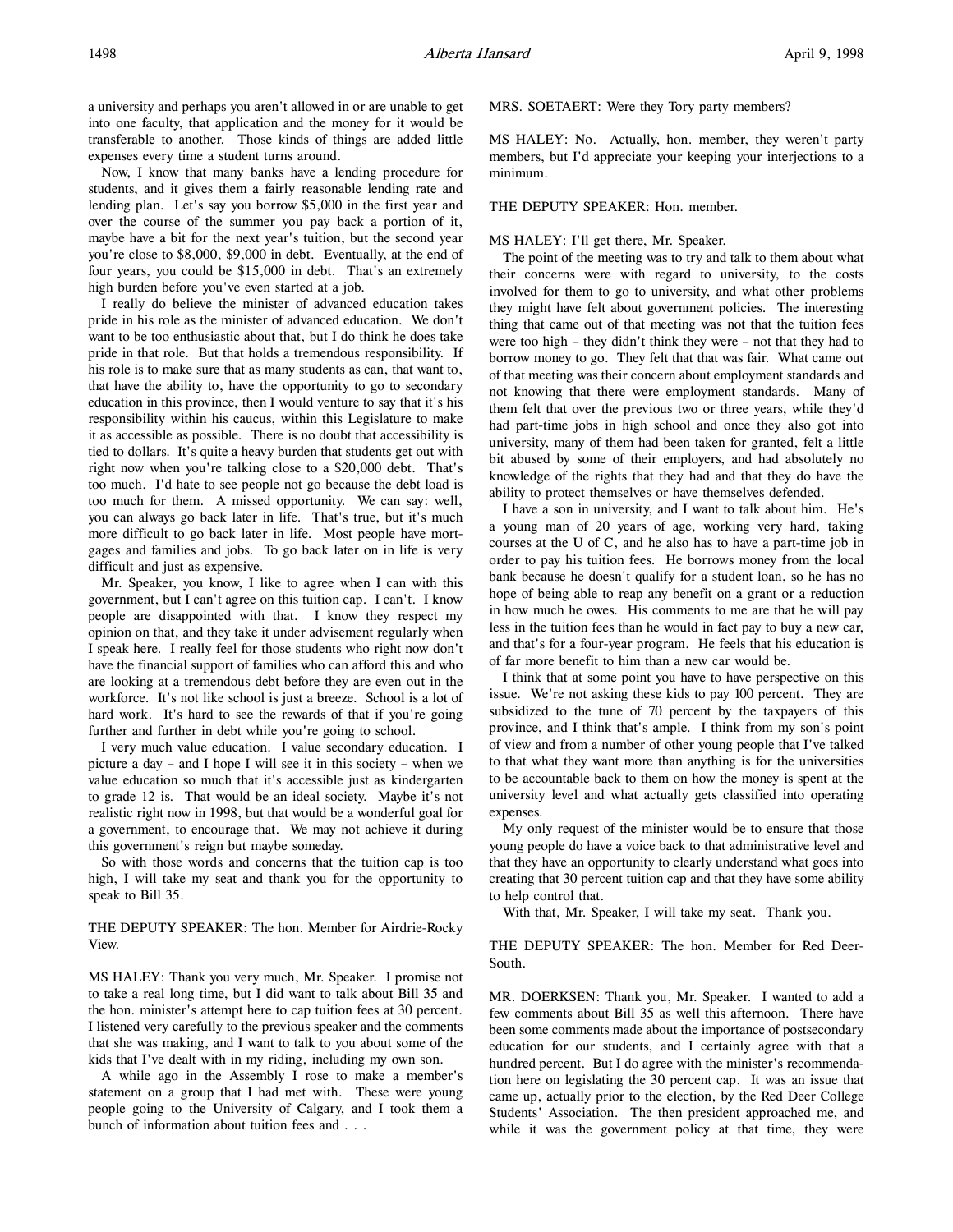a university and perhaps you aren't allowed in or are unable to get into one faculty, that application and the money for it would be transferable to another. Those kinds of things are added little expenses every time a student turns around.

Now, I know that many banks have a lending procedure for students, and it gives them a fairly reasonable lending rate and lending plan. Let's say you borrow $5,000 in the first year and over the course of the summer you pay back a portion of it, maybe have a bit for the next year's tuition, but the second year you're close to $8,000, $9,000 in debt. Eventually, at the end of four years, you could be $15,000 in debt. That's an extremely high burden before you've even started at a job.

I really do believe the minister of advanced education takes pride in his role as the minister of advanced education. We don't want to be too enthusiastic about that, but I do think he does take pride in that role. But that holds a tremendous responsibility. If his role is to make sure that as many students as can, that want to, that have the ability to, have the opportunity to go to secondary education in this province, then I would venture to say that it's his responsibility within his caucus, within this Legislature to make it as accessible as possible. There is no doubt that accessibility is tied to dollars. It's quite a heavy burden that students get out with right now when you're talking close to a $20,000 debt. That's too much. I'd hate to see people not go because the debt load is too much for them. A missed opportunity. We can say: well, you can always go back later in life. That's true, but it's much more difficult to go back later in life. Most people have mortgages and families and jobs. To go back later on in life is very difficult and just as expensive.

Mr. Speaker, you know, I like to agree when I can with this government, but I can't agree on this tuition cap. I can't. I know people are disappointed with that. I know they respect my opinion on that, and they take it under advisement regularly when I speak here. I really feel for those students who right now don't have the financial support of families who can afford this and who are looking at a tremendous debt before they are even out in the workforce. It's not like school is just a breeze. School is a lot of hard work. It's hard to see the rewards of that if you're going further and further in debt while you're going to school.

I very much value education. I value secondary education. I picture a day – and I hope I will see it in this society – when we value education so much that it's accessible just as kindergarten to grade 12 is. That would be an ideal society. Maybe it's not realistic right now in 1998, but that would be a wonderful goal for a government, to encourage that. We may not achieve it during this government's reign but maybe someday.

So with those words and concerns that the tuition cap is too high, I will take my seat and thank you for the opportunity to speak to Bill 35.

THE DEPUTY SPEAKER: The hon. Member for Airdrie-Rocky View.

MS HALEY: Thank you very much, Mr. Speaker. I promise not to take a real long time, but I did want to talk about Bill 35 and the hon. minister's attempt here to cap tuition fees at 30 percent. I listened very carefully to the previous speaker and the comments that she was making, and I want to talk to you about some of the kids that I've dealt with in my riding, including my own son.

A while ago in the Assembly I rose to make a member's statement on a group that I had met with. These were young people going to the University of Calgary, and I took them a bunch of information about tuition fees and . . .

MRS. SOETAERT: Were they Tory party members?

MS HALEY: No. Actually, hon. member, they weren't party members, but I'd appreciate your keeping your interjections to a minimum.

THE DEPUTY SPEAKER: Hon. member.

MS HALEY: I'll get there, Mr. Speaker.

The point of the meeting was to try and talk to them about what their concerns were with regard to university, to the costs involved for them to go to university, and what other problems they might have felt about government policies. The interesting thing that came out of that meeting was not that the tuition fees were too high – they didn't think they were – not that they had to borrow money to go. They felt that that was fair. What came out of that meeting was their concern about employment standards and not knowing that there were employment standards. Many of them felt that over the previous two or three years, while they'd had part-time jobs in high school and once they also got into university, many of them had been taken for granted, felt a little bit abused by some of their employers, and had absolutely no knowledge of the rights that they had and that they do have the ability to protect themselves or have themselves defended.

I have a son in university, and I want to talk about him. He's a young man of 20 years of age, working very hard, taking courses at the U of C, and he also has to have a part-time job in order to pay his tuition fees. He borrows money from the local bank because he doesn't qualify for a student loan, so he has no hope of being able to reap any benefit on a grant or a reduction in how much he owes. His comments to me are that he will pay less in the tuition fees than he would in fact pay to buy a new car, and that's for a four-year program. He feels that his education is of far more benefit to him than a new car would be.

I think that at some point you have to have perspective on this issue. We're not asking these kids to pay 100 percent. They are subsidized to the tune of 70 percent by the taxpayers of this province, and I think that's ample. I think from my son's point of view and from a number of other young people that I've talked to that what they want more than anything is for the universities to be accountable back to them on how the money is spent at the university level and what actually gets classified into operating expenses.

My only request of the minister would be to ensure that those young people do have a voice back to that administrative level and that they have an opportunity to clearly understand what goes into creating that 30 percent tuition cap and that they have some ability to help control that.

With that, Mr. Speaker, I will take my seat. Thank you.

THE DEPUTY SPEAKER: The hon. Member for Red Deer-South.

MR. DOERKSEN: Thank you, Mr. Speaker. I wanted to add a few comments about Bill 35 as well this afternoon. There have been some comments made about the importance of postsecondary education for our students, and I certainly agree with that a hundred percent. But I do agree with the minister's recommendation here on legislating the 30 percent cap. It was an issue that came up, actually prior to the election, by the Red Deer College Students' Association. The then president approached me, and while it was the government policy at that time, they were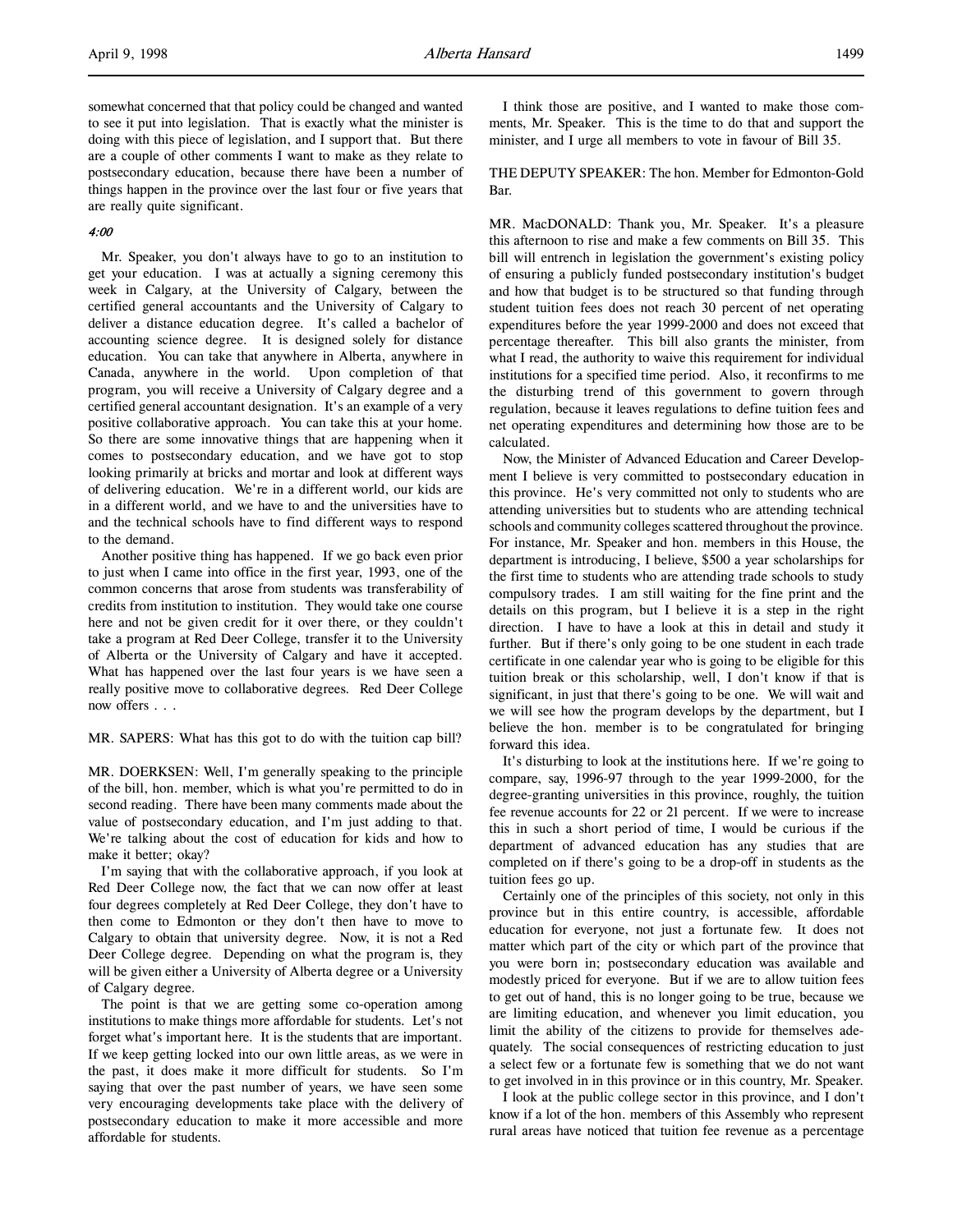somewhat concerned that that policy could be changed and wanted to see it put into legislation. That is exactly what the minister is doing with this piece of legislation, and I support that. But there are a couple of other comments I want to make as they relate to postsecondary education, because there have been a number of things happen in the province over the last four or five years that are really quite significant.

*4:00*

Mr. Speaker, you don't always have to go to an institution to get your education. I was at actually a signing ceremony this week in Calgary, at the University of Calgary, between the certified general accountants and the University of Calgary to deliver a distance education degree. It's called a bachelor of accounting science degree. It is designed solely for distance education. You can take that anywhere in Alberta, anywhere in Canada, anywhere in the world. Upon completion of that program, you will receive a University of Calgary degree and a certified general accountant designation. It's an example of a very positive collaborative approach. You can take this at your home. So there are some innovative things that are happening when it comes to postsecondary education, and we have got to stop looking primarily at bricks and mortar and look at different ways of delivering education. We're in a different world, our kids are in a different world, and we have to and the universities have to and the technical schools have to find different ways to respond to the demand.

Another positive thing has happened. If we go back even prior to just when I came into office in the first year, 1993, one of the common concerns that arose from students was transferability of credits from institution to institution. They would take one course here and not be given credit for it over there, or they couldn't take a program at Red Deer College, transfer it to the University of Alberta or the University of Calgary and have it accepted. What has happened over the last four years is we have seen a really positive move to collaborative degrees. Red Deer College now offers . . .

MR. SAPERS: What has this got to do with the tuition cap bill?

MR. DOERKSEN: Well, I'm generally speaking to the principle of the bill, hon. member, which is what you're permitted to do in second reading. There have been many comments made about the value of postsecondary education, and I'm just adding to that. We're talking about the cost of education for kids and how to make it better; okay?

I'm saying that with the collaborative approach, if you look at Red Deer College now, the fact that we can now offer at least four degrees completely at Red Deer College, they don't have to then come to Edmonton or they don't then have to move to Calgary to obtain that university degree. Now, it is not a Red Deer College degree. Depending on what the program is, they will be given either a University of Alberta degree or a University of Calgary degree.

The point is that we are getting some co-operation among institutions to make things more affordable for students. Let's not forget what's important here. It is the students that are important. If we keep getting locked into our own little areas, as we were in the past, it does make it more difficult for students. So I'm saying that over the past number of years, we have seen some very encouraging developments take place with the delivery of postsecondary education to make it more accessible and more affordable for students.

I think those are positive, and I wanted to make those comments, Mr. Speaker. This is the time to do that and support the minister, and I urge all members to vote in favour of Bill 35.

THE DEPUTY SPEAKER: The hon. Member for Edmonton-Gold Bar.

MR. MacDONALD: Thank you, Mr. Speaker. It's a pleasure this afternoon to rise and make a few comments on Bill 35. This bill will entrench in legislation the government's existing policy of ensuring a publicly funded postsecondary institution's budget and how that budget is to be structured so that funding through student tuition fees does not reach 30 percent of net operating expenditures before the year 1999-2000 and does not exceed that percentage thereafter. This bill also grants the minister, from what I read, the authority to waive this requirement for individual institutions for a specified time period. Also, it reconfirms to me the disturbing trend of this government to govern through regulation, because it leaves regulations to define tuition fees and net operating expenditures and determining how those are to be calculated.

Now, the Minister of Advanced Education and Career Development I believe is very committed to postsecondary education in this province. He's very committed not only to students who are attending universities but to students who are attending technical schools and community colleges scattered throughout the province. For instance, Mr. Speaker and hon. members in this House, the department is introducing, I believe, $500 a year scholarships for the first time to students who are attending trade schools to study compulsory trades. I am still waiting for the fine print and the details on this program, but I believe it is a step in the right direction. I have to have a look at this in detail and study it further. But if there's only going to be one student in each trade certificate in one calendar year who is going to be eligible for this tuition break or this scholarship, well, I don't know if that is significant, in just that there's going to be one. We will wait and we will see how the program develops by the department, but I believe the hon. member is to be congratulated for bringing forward this idea.

It's disturbing to look at the institutions here. If we're going to compare, say, 1996-97 through to the year 1999-2000, for the degree-granting universities in this province, roughly, the tuition fee revenue accounts for 22 or 21 percent. If we were to increase this in such a short period of time, I would be curious if the department of advanced education has any studies that are completed on if there's going to be a drop-off in students as the tuition fees go up.

Certainly one of the principles of this society, not only in this province but in this entire country, is accessible, affordable education for everyone, not just a fortunate few. It does not matter which part of the city or which part of the province that you were born in; postsecondary education was available and modestly priced for everyone. But if we are to allow tuition fees to get out of hand, this is no longer going to be true, because we are limiting education, and whenever you limit education, you limit the ability of the citizens to provide for themselves adequately. The social consequences of restricting education to just a select few or a fortunate few is something that we do not want to get involved in in this province or in this country, Mr. Speaker.

I look at the public college sector in this province, and I don't know if a lot of the hon. members of this Assembly who represent rural areas have noticed that tuition fee revenue as a percentage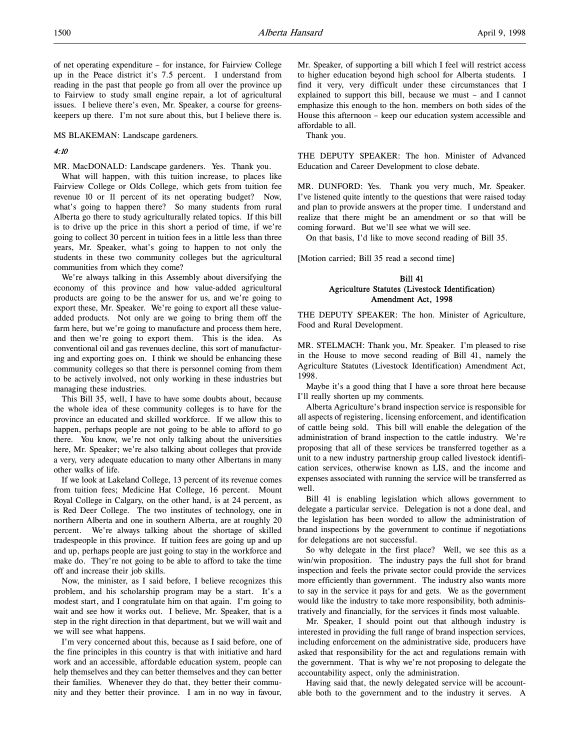of net operating expenditure – for instance, for Fairview College up in the Peace district it's 7.5 percent. I understand from reading in the past that people go from all over the province up to Fairview to study small engine repair, a lot of agricultural issues. I believe there's even, Mr. Speaker, a course for greenskeepers up there. I'm not sure about this, but I believe there is.

MS BLAKEMAN: Landscape gardeners.

*4:10*

MR. MacDONALD: Landscape gardeners. Yes. Thank you.

What will happen, with this tuition increase, to places like Fairview College or Olds College, which gets from tuition fee revenue 10 or 11 percent of its net operating budget? Now, what's going to happen there? So many students from rural Alberta go there to study agriculturally related topics. If this bill is to drive up the price in this short a period of time, if we're going to collect 30 percent in tuition fees in a little less than three years, Mr. Speaker, what's going to happen to not only the students in these two community colleges but the agricultural communities from which they come?

We're always talking in this Assembly about diversifying the economy of this province and how value-added agricultural products are going to be the answer for us, and we're going to export these, Mr. Speaker. We're going to export all these value-added products. Not only are we going to bring them off the farm here, but we're going to manufacture and process them here, and then we're going to export them. This is the idea. As conventional oil and gas revenues decline, this sort of manufacturing and exporting goes on. I think we should be enhancing these community colleges so that there is personnel coming from them to be actively involved, not only working in these industries but managing these industries.

This Bill 35, well, I have to have some doubts about, because the whole idea of these community colleges is to have for the province an educated and skilled workforce. If we allow this to happen, perhaps people are not going to be able to afford to go there. You know, we're not only talking about the universities here, Mr. Speaker; we're also talking about colleges that provide a very, very adequate education to many other Albertans in many other walks of life.

If we look at Lakeland College, 13 percent of its revenue comes from tuition fees; Medicine Hat College, 16 percent. Mount Royal College in Calgary, on the other hand, is at 24 percent, as is Red Deer College. The two institutes of technology, one in northern Alberta and one in southern Alberta, are at roughly 20 percent. We're always talking about the shortage of skilled tradespeople in this province. If tuition fees are going up and up and up, perhaps people are just going to stay in the workforce and make do. They're not going to be able to afford to take the time off and increase their job skills.

Now, the minister, as I said before, I believe recognizes this problem, and his scholarship program may be a start. It's a modest start, and I congratulate him on that again. I'm going to wait and see how it works out. I believe, Mr. Speaker, that is a step in the right direction in that department, but we will wait and we will see what happens.

I'm very concerned about this, because as I said before, one of the fine principles in this country is that with initiative and hard work and an accessible, affordable education system, people can help themselves and they can better themselves and they can better their families. Whenever they do that, they better their community and they better their province. I am in no way in favour, Mr. Speaker, of supporting a bill which I feel will restrict access to higher education beyond high school for Alberta students. I find it very, very difficult under these circumstances that I explained to support this bill, because we must – and I cannot emphasize this enough to the hon. members on both sides of the House this afternoon – keep our education system accessible and affordable to all.

Thank you.

THE DEPUTY SPEAKER: The hon. Minister of Advanced Education and Career Development to close debate.

MR. DUNFORD: Yes. Thank you very much, Mr. Speaker. I've listened quite intently to the questions that were raised today and plan to provide answers at the proper time. I understand and realize that there might be an amendment or so that will be coming forward. But we'll see what we will see.

On that basis, I'd like to move second reading of Bill 35.

[Motion carried; Bill 35 read a second time]

### Bill 41
### Agriculture Statutes (Livestock Identification) Amendment Act, 1998

THE DEPUTY SPEAKER: The hon. Minister of Agriculture, Food and Rural Development.

MR. STELMACH: Thank you, Mr. Speaker. I'm pleased to rise in the House to move second reading of Bill 41, namely the Agriculture Statutes (Livestock Identification) Amendment Act, 1998.

Maybe it's a good thing that I have a sore throat here because I'll really shorten up my comments.

Alberta Agriculture's brand inspection service is responsible for all aspects of registering, licensing enforcement, and identification of cattle being sold. This bill will enable the delegation of the administration of brand inspection to the cattle industry. We're proposing that all of these services be transferred together as a unit to a new industry partnership group called livestock identification services, otherwise known as LIS, and the income and expenses associated with running the service will be transferred as well.

Bill 41 is enabling legislation which allows government to delegate a particular service. Delegation is not a done deal, and the legislation has been worded to allow the administration of brand inspections by the government to continue if negotiations for delegations are not successful.

So why delegate in the first place? Well, we see this as a win/win proposition. The industry pays the full shot for brand inspection and feels the private sector could provide the services more efficiently than government. The industry also wants more to say in the service it pays for and gets. We as the government would like the industry to take more responsibility, both administratively and financially, for the services it finds most valuable.

Mr. Speaker, I should point out that although industry is interested in providing the full range of brand inspection services, including enforcement on the administrative side, producers have asked that responsibility for the act and regulations remain with the government. That is why we're not proposing to delegate the accountability aspect, only the administration.

Having said that, the newly delegated service will be accountable both to the government and to the industry it serves. A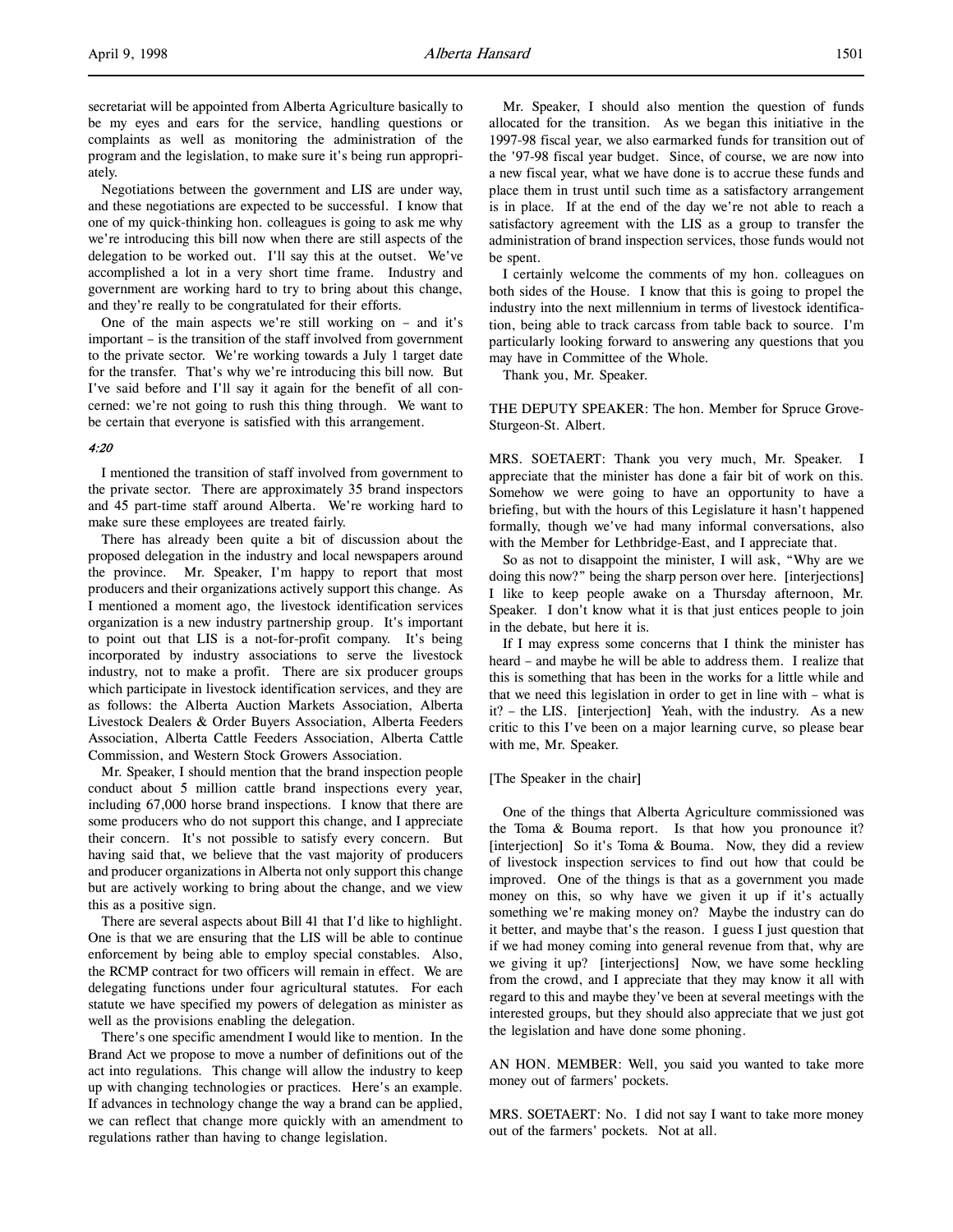secretariat will be appointed from Alberta Agriculture basically to be my eyes and ears for the service, handling questions or complaints as well as monitoring the administration of the program and the legislation, to make sure it's being run appropriately.

Negotiations between the government and LIS are under way, and these negotiations are expected to be successful. I know that one of my quick-thinking hon. colleagues is going to ask me why we're introducing this bill now when there are still aspects of the delegation to be worked out. I'll say this at the outset. We've accomplished a lot in a very short time frame. Industry and government are working hard to try to bring about this change, and they're really to be congratulated for their efforts.

One of the main aspects we're still working on – and it's important – is the transition of the staff involved from government to the private sector. We're working towards a July 1 target date for the transfer. That's why we're introducing this bill now. But I've said before and I'll say it again for the benefit of all concerned: we're not going to rush this thing through. We want to be certain that everyone is satisfied with this arrangement.

*4:20*

I mentioned the transition of staff involved from government to the private sector. There are approximately 35 brand inspectors and 45 part-time staff around Alberta. We're working hard to make sure these employees are treated fairly.

There has already been quite a bit of discussion about the proposed delegation in the industry and local newspapers around the province. Mr. Speaker, I'm happy to report that most producers and their organizations actively support this change. As I mentioned a moment ago, the livestock identification services organization is a new industry partnership group. It's important to point out that LIS is a not-for-profit company. It's being incorporated by industry associations to serve the livestock industry, not to make a profit. There are six producer groups which participate in livestock identification services, and they are as follows: the Alberta Auction Markets Association, Alberta Livestock Dealers & Order Buyers Association, Alberta Feeders Association, Alberta Cattle Feeders Association, Alberta Cattle Commission, and Western Stock Growers Association.

Mr. Speaker, I should mention that the brand inspection people conduct about 5 million cattle brand inspections every year, including 67,000 horse brand inspections. I know that there are some producers who do not support this change, and I appreciate their concern. It's not possible to satisfy every concern. But having said that, we believe that the vast majority of producers and producer organizations in Alberta not only support this change but are actively working to bring about the change, and we view this as a positive sign.

There are several aspects about Bill 41 that I'd like to highlight. One is that we are ensuring that the LIS will be able to continue enforcement by being able to employ special constables. Also, the RCMP contract for two officers will remain in effect. We are delegating functions under four agricultural statutes. For each statute we have specified my powers of delegation as minister as well as the provisions enabling the delegation.

There's one specific amendment I would like to mention. In the Brand Act we propose to move a number of definitions out of the act into regulations. This change will allow the industry to keep up with changing technologies or practices. Here's an example. If advances in technology change the way a brand can be applied, we can reflect that change more quickly with an amendment to regulations rather than having to change legislation.

Mr. Speaker, I should also mention the question of funds allocated for the transition. As we began this initiative in the 1997-98 fiscal year, we also earmarked funds for transition out of the '97-98 fiscal year budget. Since, of course, we are now into a new fiscal year, what we have done is to accrue these funds and place them in trust until such time as a satisfactory arrangement is in place. If at the end of the day we're not able to reach a satisfactory agreement with the LIS as a group to transfer the administration of brand inspection services, those funds would not be spent.

I certainly welcome the comments of my hon. colleagues on both sides of the House. I know that this is going to propel the industry into the next millennium in terms of livestock identification, being able to track carcass from table back to source. I'm particularly looking forward to answering any questions that you may have in Committee of the Whole.

Thank you, Mr. Speaker.

THE DEPUTY SPEAKER: The hon. Member for Spruce Grove-Sturgeon-St. Albert.

MRS. SOETAERT: Thank you very much, Mr. Speaker. I appreciate that the minister has done a fair bit of work on this. Somehow we were going to have an opportunity to have a briefing, but with the hours of this Legislature it hasn't happened formally, though we've had many informal conversations, also with the Member for Lethbridge-East, and I appreciate that.

So as not to disappoint the minister, I will ask, "Why are we doing this now?" being the sharp person over here. [interjections] I like to keep people awake on a Thursday afternoon, Mr. Speaker. I don't know what it is that just entices people to join in the debate, but here it is.

If I may express some concerns that I think the minister has heard – and maybe he will be able to address them. I realize that this is something that has been in the works for a little while and that we need this legislation in order to get in line with – what is it? – the LIS. [interjection] Yeah, with the industry. As a new critic to this I've been on a major learning curve, so please bear with me, Mr. Speaker.

[The Speaker in the chair]

One of the things that Alberta Agriculture commissioned was the Toma & Bouma report. Is that how you pronounce it? [interjection] So it's Toma & Bouma. Now, they did a review of livestock inspection services to find out how that could be improved. One of the things is that as a government you made money on this, so why have we given it up if it's actually something we're making money on? Maybe the industry can do it better, and maybe that's the reason. I guess I just question that if we had money coming into general revenue from that, why are we giving it up? [interjections] Now, we have some heckling from the crowd, and I appreciate that they may know it all with regard to this and maybe they've been at several meetings with the interested groups, but they should also appreciate that we just got the legislation and have done some phoning.

AN HON. MEMBER: Well, you said you wanted to take more money out of farmers' pockets.

MRS. SOETAERT: No. I did not say I want to take more money out of the farmers' pockets. Not at all.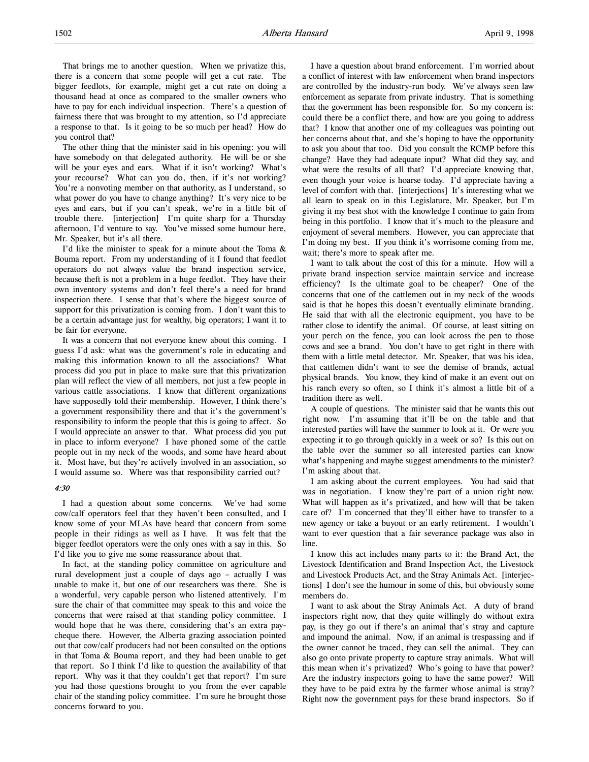That brings me to another question. When we privatize this, there is a concern that some people will get a cut rate. The bigger feedlots, for example, might get a cut rate on doing a thousand head at once as compared to the smaller owners who have to pay for each individual inspection. There's a question of fairness there that was brought to my attention, so I'd appreciate a response to that. Is it going to be so much per head? How do you control that?

The other thing that the minister said in his opening: you will have somebody on that delegated authority. He will be or she will be your eyes and ears. What if it isn't working? What's your recourse? What can you do, then, if it's not working? You're a nonvoting member on that authority, as I understand, so what power do you have to change anything? It's very nice to be eyes and ears, but if you can't speak, we're in a little bit of trouble there. [interjection] I'm quite sharp for a Thursday afternoon, I'd venture to say. You've missed some humour here, Mr. Speaker, but it's all there.

I'd like the minister to speak for a minute about the Toma & Bouma report. From my understanding of it I found that feedlot operators do not always value the brand inspection service, because theft is not a problem in a huge feedlot. They have their own inventory systems and don't feel there's a need for brand inspection there. I sense that that's where the biggest source of support for this privatization is coming from. I don't want this to be a certain advantage just for wealthy, big operators; I want it to be fair for everyone.

It was a concern that not everyone knew about this coming. I guess I'd ask: what was the government's role in educating and making this information known to all the associations? What process did you put in place to make sure that this privatization plan will reflect the view of all members, not just a few people in various cattle associations. I know that different organizations have supposedly told their membership. However, I think there's a government responsibility there and that it's the government's responsibility to inform the people that this is going to affect. So I would appreciate an answer to that. What process did you put in place to inform everyone? I have phoned some of the cattle people out in my neck of the woods, and some have heard about it. Most have, but they're actively involved in an association, so I would assume so. Where was that responsibility carried out?

*4:30*

I had a question about some concerns. We've had some cow/calf operators feel that they haven't been consulted, and I know some of your MLAs have heard that concern from some people in their ridings as well as I have. It was felt that the bigger feedlot operators were the only ones with a say in this. So I'd like you to give me some reassurance about that.

In fact, at the standing policy committee on agriculture and rural development just a couple of days ago – actually I was unable to make it, but one of our researchers was there. She is a wonderful, very capable person who listened attentively. I'm sure the chair of that committee may speak to this and voice the concerns that were raised at that standing policy committee. I would hope that he was there, considering that's an extra paycheque there. However, the Alberta grazing association pointed out that cow/calf producers had not been consulted on the options in that Toma & Bouma report, and they had been unable to get that report. So I think I'd like to question the availability of that report. Why was it that they couldn't get that report? I'm sure you had those questions brought to you from the ever capable chair of the standing policy committee. I'm sure he brought those concerns forward to you.

I have a question about brand enforcement. I'm worried about a conflict of interest with law enforcement when brand inspectors are controlled by the industry-run body. We've always seen law enforcement as separate from private industry. That is something that the government has been responsible for. So my concern is: could there be a conflict there, and how are you going to address that? I know that another one of my colleagues was pointing out her concerns about that, and she's hoping to have the opportunity to ask you about that too. Did you consult the RCMP before this change? Have they had adequate input? What did they say, and what were the results of all that? I'd appreciate knowing that, even though your voice is hoarse today. I'd appreciate having a level of comfort with that. [interjections] It's interesting what we all learn to speak on in this Legislature, Mr. Speaker, but I'm giving it my best shot with the knowledge I continue to gain from being in this portfolio. I know that it's much to the pleasure and enjoyment of several members. However, you can appreciate that I'm doing my best. If you think it's worrisome coming from me, wait; there's more to speak after me.

I want to talk about the cost of this for a minute. How will a private brand inspection service maintain service and increase efficiency? Is the ultimate goal to be cheaper? One of the concerns that one of the cattlemen out in my neck of the woods said is that he hopes this doesn't eventually eliminate branding. He said that with all the electronic equipment, you have to be rather close to identify the animal. Of course, at least sitting on your perch on the fence, you can look across the pen to those cows and see a brand. You don't have to get right in there with them with a little metal detector. Mr. Speaker, that was his idea, that cattlemen didn't want to see the demise of brands, actual physical brands. You know, they kind of make it an event out on his ranch every so often, so I think it's almost a little bit of a tradition there as well.

A couple of questions. The minister said that he wants this out right now. I'm assuming that it'll be on the table and that interested parties will have the summer to look at it. Or were you expecting it to go through quickly in a week or so? Is this out on the table over the summer so all interested parties can know what's happening and maybe suggest amendments to the minister? I'm asking about that.

I am asking about the current employees. You had said that was in negotiation. I know they're part of a union right now. What will happen as it's privatized, and how will that be taken care of? I'm concerned that they'll either have to transfer to a new agency or take a buyout or an early retirement. I wouldn't want to ever question that a fair severance package was also in line.

I know this act includes many parts to it: the Brand Act, the Livestock Identification and Brand Inspection Act, the Livestock and Livestock Products Act, and the Stray Animals Act. [interjections] I don't see the humour in some of this, but obviously some members do.

I want to ask about the Stray Animals Act. A duty of brand inspectors right now, that they quite willingly do without extra pay, is they go out if there's an animal that's stray and capture and impound the animal. Now, if an animal is trespassing and if the owner cannot be traced, they can sell the animal. They can also go onto private property to capture stray animals. What will this mean when it's privatized? Who's going to have that power? Are the industry inspectors going to have the same power? Will they have to be paid extra by the farmer whose animal is stray? Right now the government pays for these brand inspectors. So if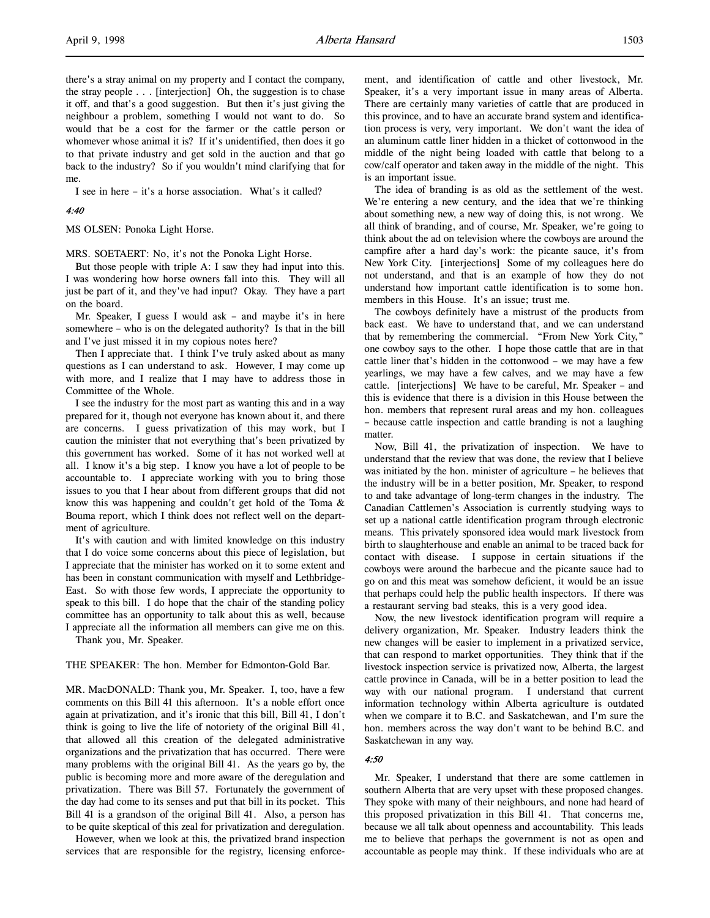there's a stray animal on my property and I contact the company, the stray people . . . [interjection] Oh, the suggestion is to chase it off, and that's a good suggestion. But then it's just giving the neighbour a problem, something I would not want to do. So would that be a cost for the farmer or the cattle person or whomever whose animal it is? If it's unidentified, then does it go to that private industry and get sold in the auction and that go back to the industry? So if you wouldn't mind clarifying that for me.

I see in here – it's a horse association. What's it called?

*4:40*

MS OLSEN: Ponoka Light Horse.

MRS. SOETAERT: No, it's not the Ponoka Light Horse.

But those people with triple A: I saw they had input into this. I was wondering how horse owners fall into this. They will all just be part of it, and they've had input? Okay. They have a part on the board.

Mr. Speaker, I guess I would ask – and maybe it's in here somewhere – who is on the delegated authority? Is that in the bill and I've just missed it in my copious notes here?

Then I appreciate that. I think I've truly asked about as many questions as I can understand to ask. However, I may come up with more, and I realize that I may have to address those in Committee of the Whole.

I see the industry for the most part as wanting this and in a way prepared for it, though not everyone has known about it, and there are concerns. I guess privatization of this may work, but I caution the minister that not everything that's been privatized by this government has worked. Some of it has not worked well at all. I know it's a big step. I know you have a lot of people to be accountable to. I appreciate working with you to bring those issues to you that I hear about from different groups that did not know this was happening and couldn't get hold of the Toma & Bouma report, which I think does not reflect well on the department of agriculture.

It's with caution and with limited knowledge on this industry that I do voice some concerns about this piece of legislation, but I appreciate that the minister has worked on it to some extent and has been in constant communication with myself and Lethbridge-East. So with those few words, I appreciate the opportunity to speak to this bill. I do hope that the chair of the standing policy committee has an opportunity to talk about this as well, because I appreciate all the information all members can give me on this.

Thank you, Mr. Speaker.

THE SPEAKER: The hon. Member for Edmonton-Gold Bar.

MR. MacDONALD: Thank you, Mr. Speaker. I, too, have a few comments on this Bill 41 this afternoon. It's a noble effort once again at privatization, and it's ironic that this bill, Bill 41, I don't think is going to live the life of notoriety of the original Bill 41, that allowed all this creation of the delegated administrative organizations and the privatization that has occurred. There were many problems with the original Bill 41. As the years go by, the public is becoming more and more aware of the deregulation and privatization. There was Bill 57. Fortunately the government of the day had come to its senses and put that bill in its pocket. This Bill 41 is a grandson of the original Bill 41. Also, a person has to be quite skeptical of this zeal for privatization and deregulation.

However, when we look at this, the privatized brand inspection services that are responsible for the registry, licensing enforcement, and identification of cattle and other livestock, Mr. Speaker, it's a very important issue in many areas of Alberta. There are certainly many varieties of cattle that are produced in this province, and to have an accurate brand system and identification process is very, very important. We don't want the idea of an aluminum cattle liner hidden in a thicket of cottonwood in the middle of the night being loaded with cattle that belong to a cow/calf operator and taken away in the middle of the night. This is an important issue.

The idea of branding is as old as the settlement of the west. We're entering a new century, and the idea that we're thinking about something new, a new way of doing this, is not wrong. We all think of branding, and of course, Mr. Speaker, we're going to think about the ad on television where the cowboys are around the campfire after a hard day's work: the picante sauce, it's from New York City. [interjections] Some of my colleagues here do not understand, and that is an example of how they do not understand how important cattle identification is to some hon. members in this House. It's an issue; trust me.

The cowboys definitely have a mistrust of the products from back east. We have to understand that, and we can understand that by remembering the commercial. "From New York City," one cowboy says to the other. I hope those cattle that are in that cattle liner that's hidden in the cottonwood – we may have a few yearlings, we may have a few calves, and we may have a few cattle. [interjections] We have to be careful, Mr. Speaker – and this is evidence that there is a division in this House between the hon. members that represent rural areas and my hon. colleagues – because cattle inspection and cattle branding is not a laughing matter.

Now, Bill 41, the privatization of inspection. We have to understand that the review that was done, the review that I believe was initiated by the hon. minister of agriculture – he believes that the industry will be in a better position, Mr. Speaker, to respond to and take advantage of long-term changes in the industry. The Canadian Cattlemen's Association is currently studying ways to set up a national cattle identification program through electronic means. This privately sponsored idea would mark livestock from birth to slaughterhouse and enable an animal to be traced back for contact with disease. I suppose in certain situations if the cowboys were around the barbecue and the picante sauce had to go on and this meat was somehow deficient, it would be an issue that perhaps could help the public health inspectors. If there was a restaurant serving bad steaks, this is a very good idea.

Now, the new livestock identification program will require a delivery organization, Mr. Speaker. Industry leaders think the new changes will be easier to implement in a privatized service, that can respond to market opportunities. They think that if the livestock inspection service is privatized now, Alberta, the largest cattle province in Canada, will be in a better position to lead the way with our national program. I understand that current information technology within Alberta agriculture is outdated when we compare it to B.C. and Saskatchewan, and I'm sure the hon. members across the way don't want to be behind B.C. and Saskatchewan in any way.

*4:50*

Mr. Speaker, I understand that there are some cattlemen in southern Alberta that are very upset with these proposed changes. They spoke with many of their neighbours, and none had heard of this proposed privatization in this Bill 41. That concerns me, because we all talk about openness and accountability. This leads me to believe that perhaps the government is not as open and accountable as people may think. If these individuals who are at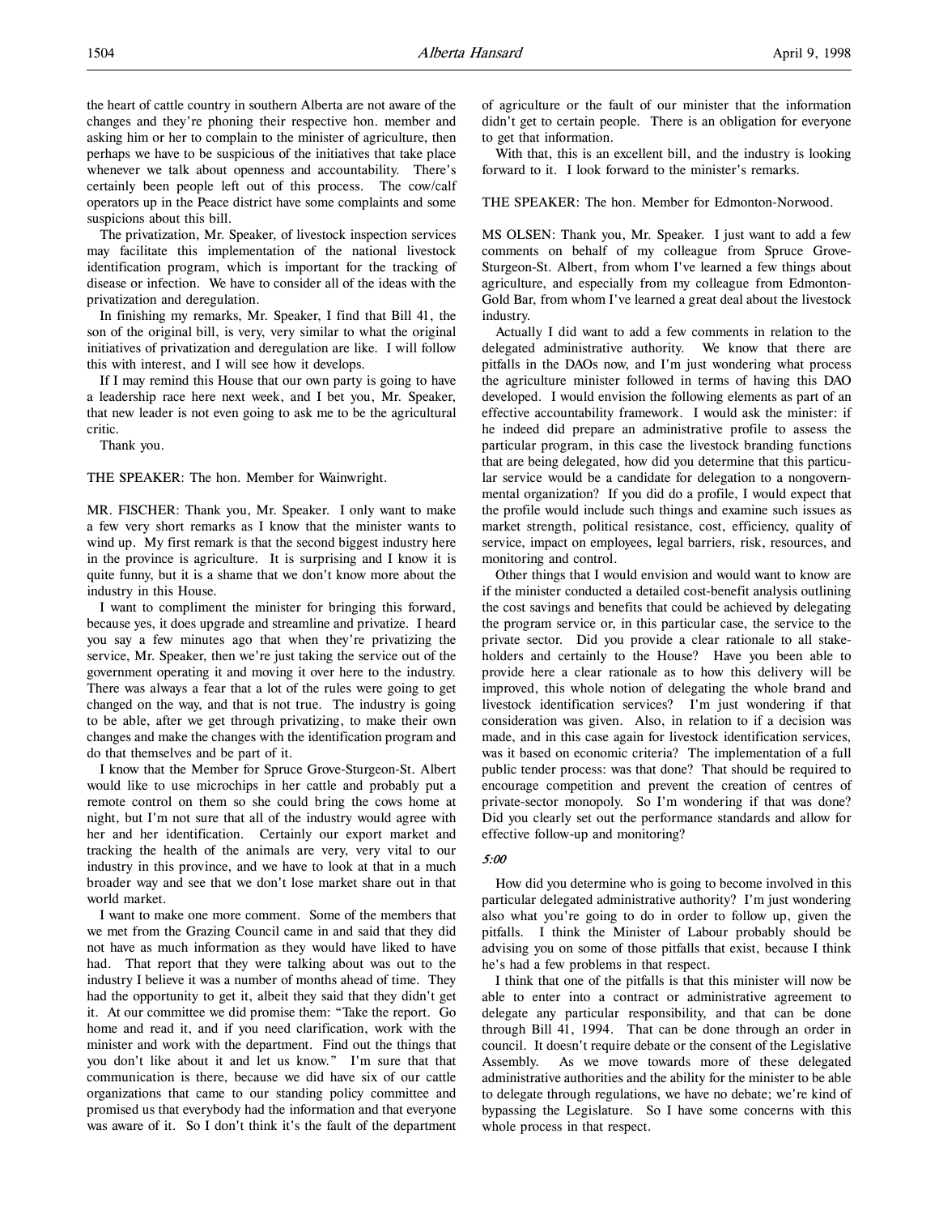the heart of cattle country in southern Alberta are not aware of the changes and they're phoning their respective hon. member and asking him or her to complain to the minister of agriculture, then perhaps we have to be suspicious of the initiatives that take place whenever we talk about openness and accountability. There's certainly been people left out of this process. The cow/calf operators up in the Peace district have some complaints and some suspicions about this bill.

The privatization, Mr. Speaker, of livestock inspection services may facilitate this implementation of the national livestock identification program, which is important for the tracking of disease or infection. We have to consider all of the ideas with the privatization and deregulation.

In finishing my remarks, Mr. Speaker, I find that Bill 41, the son of the original bill, is very, very similar to what the original initiatives of privatization and deregulation are like. I will follow this with interest, and I will see how it develops.

If I may remind this House that our own party is going to have a leadership race here next week, and I bet you, Mr. Speaker, that new leader is not even going to ask me to be the agricultural critic.

Thank you.

THE SPEAKER: The hon. Member for Wainwright.

MR. FISCHER: Thank you, Mr. Speaker. I only want to make a few very short remarks as I know that the minister wants to wind up. My first remark is that the second biggest industry here in the province is agriculture. It is surprising and I know it is quite funny, but it is a shame that we don't know more about the industry in this House.

I want to compliment the minister for bringing this forward, because yes, it does upgrade and streamline and privatize. I heard you say a few minutes ago that when they're privatizing the service, Mr. Speaker, then we're just taking the service out of the government operating it and moving it over here to the industry. There was always a fear that a lot of the rules were going to get changed on the way, and that is not true. The industry is going to be able, after we get through privatizing, to make their own changes and make the changes with the identification program and do that themselves and be part of it.

I know that the Member for Spruce Grove-Sturgeon-St. Albert would like to use microchips in her cattle and probably put a remote control on them so she could bring the cows home at night, but I'm not sure that all of the industry would agree with her and her identification. Certainly our export market and tracking the health of the animals are very, very vital to our industry in this province, and we have to look at that in a much broader way and see that we don't lose market share out in that world market.

I want to make one more comment. Some of the members that we met from the Grazing Council came in and said that they did not have as much information as they would have liked to have had. That report that they were talking about was out to the industry I believe it was a number of months ahead of time. They had the opportunity to get it, albeit they said that they didn't get it. At our committee we did promise them: "Take the report. Go home and read it, and if you need clarification, work with the minister and work with the department. Find out the things that you don't like about it and let us know." I'm sure that that communication is there, because we did have six of our cattle organizations that came to our standing policy committee and promised us that everybody had the information and that everyone was aware of it. So I don't think it's the fault of the department of agriculture or the fault of our minister that the information didn't get to certain people. There is an obligation for everyone to get that information.

With that, this is an excellent bill, and the industry is looking forward to it. I look forward to the minister's remarks.

THE SPEAKER: The hon. Member for Edmonton-Norwood.

MS OLSEN: Thank you, Mr. Speaker. I just want to add a few comments on behalf of my colleague from Spruce Grove-Sturgeon-St. Albert, from whom I've learned a few things about agriculture, and especially from my colleague from Edmonton-Gold Bar, from whom I've learned a great deal about the livestock industry.

Actually I did want to add a few comments in relation to the delegated administrative authority. We know that there are pitfalls in the DAOs now, and I'm just wondering what process the agriculture minister followed in terms of having this DAO developed. I would envision the following elements as part of an effective accountability framework. I would ask the minister: if he indeed did prepare an administrative profile to assess the particular program, in this case the livestock branding functions that are being delegated, how did you determine that this particular service would be a candidate for delegation to a nongovernmental organization? If you did do a profile, I would expect that the profile would include such things and examine such issues as market strength, political resistance, cost, efficiency, quality of service, impact on employees, legal barriers, risk, resources, and monitoring and control.

Other things that I would envision and would want to know are if the minister conducted a detailed cost-benefit analysis outlining the cost savings and benefits that could be achieved by delegating the program service or, in this particular case, the service to the private sector. Did you provide a clear rationale to all stakeholders and certainly to the House? Have you been able to provide here a clear rationale as to how this delivery will be improved, this whole notion of delegating the whole brand and livestock identification services? I'm just wondering if that consideration was given. Also, in relation to if a decision was made, and in this case again for livestock identification services, was it based on economic criteria? The implementation of a full public tender process: was that done? That should be required to encourage competition and prevent the creation of centres of private-sector monopoly. So I'm wondering if that was done? Did you clearly set out the performance standards and allow for effective follow-up and monitoring?

*5:00*

How did you determine who is going to become involved in this particular delegated administrative authority? I'm just wondering also what you're going to do in order to follow up, given the pitfalls. I think the Minister of Labour probably should be advising you on some of those pitfalls that exist, because I think he's had a few problems in that respect.

I think that one of the pitfalls is that this minister will now be able to enter into a contract or administrative agreement to delegate any particular responsibility, and that can be done through Bill 41, 1994. That can be done through an order in council. It doesn't require debate or the consent of the Legislative Assembly. As we move towards more of these delegated administrative authorities and the ability for the minister to be able to delegate through regulations, we have no debate; we're kind of bypassing the Legislature. So I have some concerns with this whole process in that respect.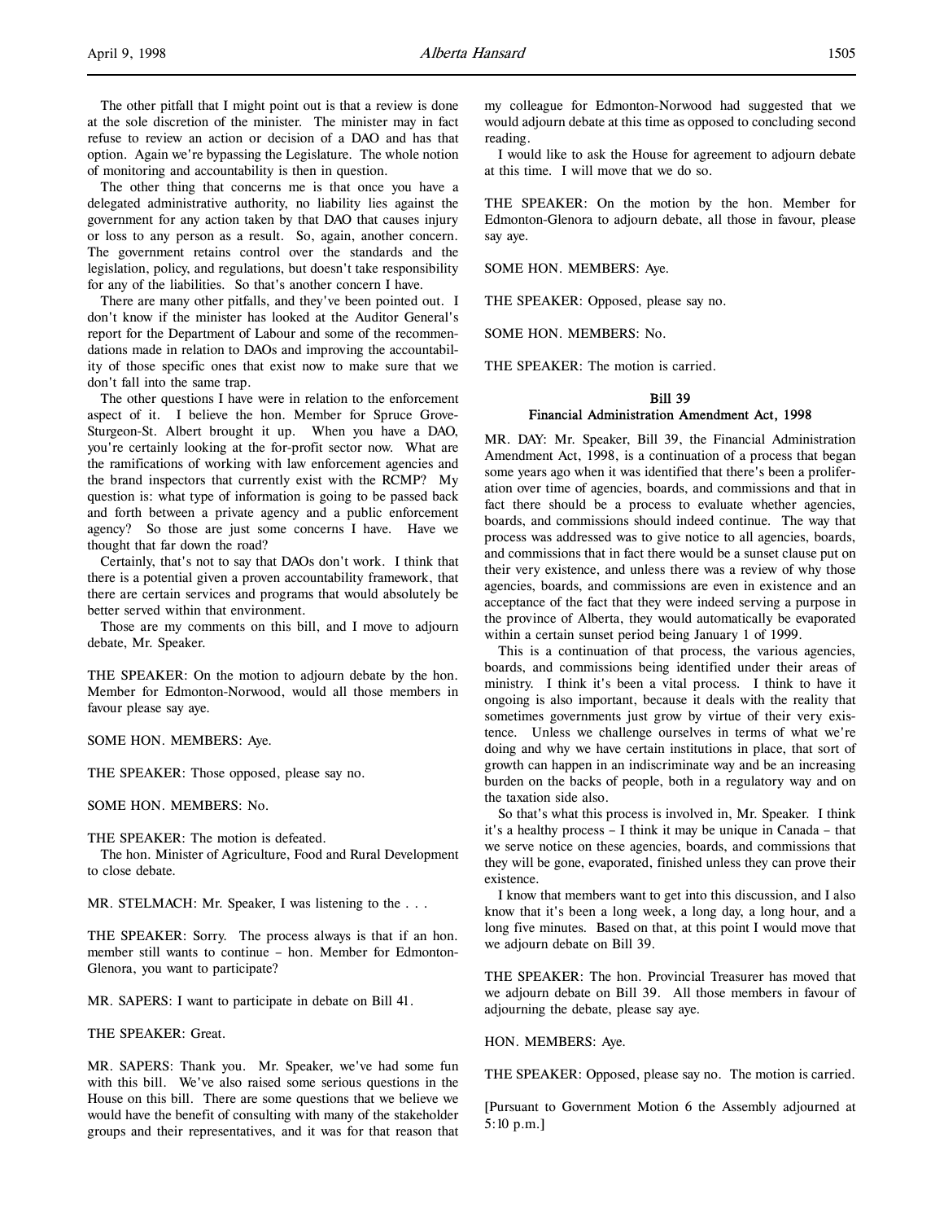The other pitfall that I might point out is that a review is done at the sole discretion of the minister. The minister may in fact refuse to review an action or decision of a DAO and has that option. Again we're bypassing the Legislature. The whole notion of monitoring and accountability is then in question.

The other thing that concerns me is that once you have a delegated administrative authority, no liability lies against the government for any action taken by that DAO that causes injury or loss to any person as a result. So, again, another concern. The government retains control over the standards and the legislation, policy, and regulations, but doesn't take responsibility for any of the liabilities. So that's another concern I have.

There are many other pitfalls, and they've been pointed out. I don't know if the minister has looked at the Auditor General's report for the Department of Labour and some of the recommendations made in relation to DAOs and improving the accountability of those specific ones that exist now to make sure that we don't fall into the same trap.

The other questions I have were in relation to the enforcement aspect of it. I believe the hon. Member for Spruce Grove-Sturgeon-St. Albert brought it up. When you have a DAO, you're certainly looking at the for-profit sector now. What are the ramifications of working with law enforcement agencies and the brand inspectors that currently exist with the RCMP? My question is: what type of information is going to be passed back and forth between a private agency and a public enforcement agency? So those are just some concerns I have. Have we thought that far down the road?

Certainly, that's not to say that DAOs don't work. I think that there is a potential given a proven accountability framework, that there are certain services and programs that would absolutely be better served within that environment.

Those are my comments on this bill, and I move to adjourn debate, Mr. Speaker.

THE SPEAKER: On the motion to adjourn debate by the hon. Member for Edmonton-Norwood, would all those members in favour please say aye.

SOME HON. MEMBERS: Aye.

THE SPEAKER: Those opposed, please say no.

SOME HON. MEMBERS: No.

THE SPEAKER: The motion is defeated.

The hon. Minister of Agriculture, Food and Rural Development to close debate.

MR. STELMACH: Mr. Speaker, I was listening to the . . .

THE SPEAKER: Sorry. The process always is that if an hon. member still wants to continue – hon. Member for Edmonton-Glenora, you want to participate?

MR. SAPERS: I want to participate in debate on Bill 41.

THE SPEAKER: Great.

MR. SAPERS: Thank you. Mr. Speaker, we've had some fun with this bill. We've also raised some serious questions in the House on this bill. There are some questions that we believe we would have the benefit of consulting with many of the stakeholder groups and their representatives, and it was for that reason that my colleague for Edmonton-Norwood had suggested that we would adjourn debate at this time as opposed to concluding second reading.

I would like to ask the House for agreement to adjourn debate at this time. I will move that we do so.

THE SPEAKER: On the motion by the hon. Member for Edmonton-Glenora to adjourn debate, all those in favour, please say aye.

SOME HON. MEMBERS: Aye.

THE SPEAKER: Opposed, please say no.

SOME HON. MEMBERS: No.

THE SPEAKER: The motion is carried.

## Bill 39
## Financial Administration Amendment Act, 1998

MR. DAY: Mr. Speaker, Bill 39, the Financial Administration Amendment Act, 1998, is a continuation of a process that began some years ago when it was identified that there's been a proliferation over time of agencies, boards, and commissions and that in fact there should be a process to evaluate whether agencies, boards, and commissions should indeed continue. The way that process was addressed was to give notice to all agencies, boards, and commissions that in fact there would be a sunset clause put on their very existence, and unless there was a review of why those agencies, boards, and commissions are even in existence and an acceptance of the fact that they were indeed serving a purpose in the province of Alberta, they would automatically be evaporated within a certain sunset period being January 1 of 1999.

This is a continuation of that process, the various agencies, boards, and commissions being identified under their areas of ministry. I think it's been a vital process. I think to have it ongoing is also important, because it deals with the reality that sometimes governments just grow by virtue of their very existence. Unless we challenge ourselves in terms of what we're doing and why we have certain institutions in place, that sort of growth can happen in an indiscriminate way and be an increasing burden on the backs of people, both in a regulatory way and on the taxation side also.

So that's what this process is involved in, Mr. Speaker. I think it's a healthy process – I think it may be unique in Canada – that we serve notice on these agencies, boards, and commissions that they will be gone, evaporated, finished unless they can prove their existence.

I know that members want to get into this discussion, and I also know that it's been a long week, a long day, a long hour, and a long five minutes. Based on that, at this point I would move that we adjourn debate on Bill 39.

THE SPEAKER: The hon. Provincial Treasurer has moved that we adjourn debate on Bill 39. All those members in favour of adjourning the debate, please say aye.

HON. MEMBERS: Aye.

THE SPEAKER: Opposed, please say no. The motion is carried.

[Pursuant to Government Motion 6 the Assembly adjourned at 5:10 p.m.]